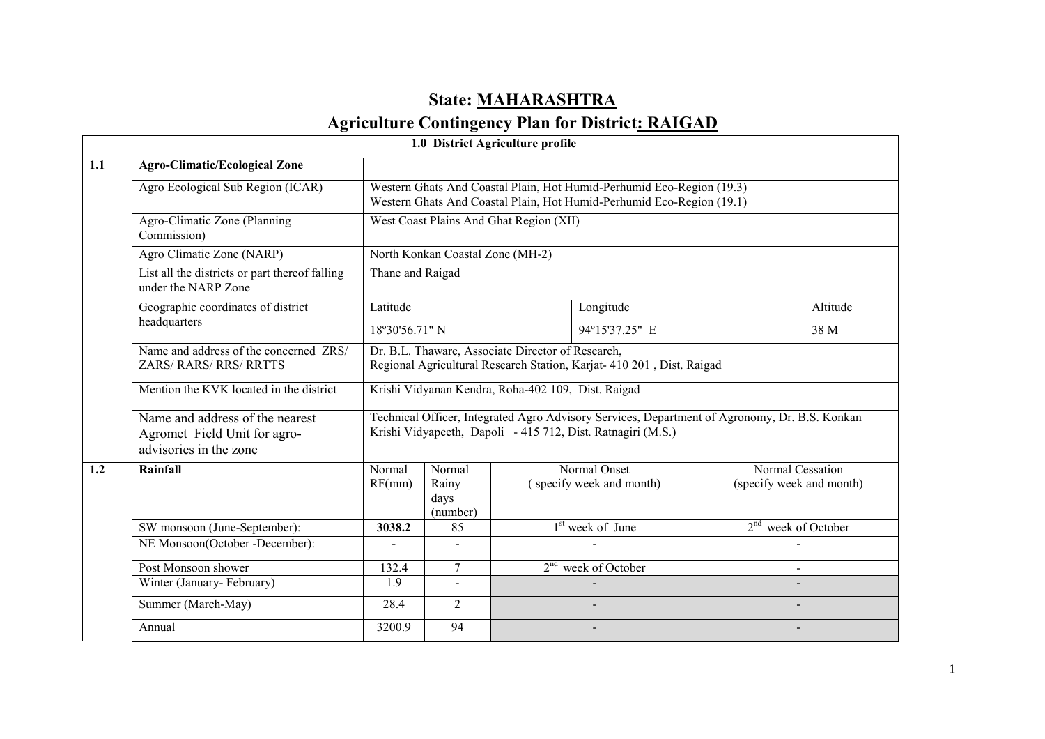# State: MAHARASHTRA

# Agriculture Contingency Plan for District: RAIGAD

| 1.0 District Agriculture profile | | | | | | | |
|---|---|---|---|---|---|---|---|
| **1.1** | **Agro-Climatic/Ecological Zone** | | | | | | |
| | Agro Ecological Sub Region (ICAR) | Western Ghats And Coastal Plain, Hot Humid-Perhumid Eco-Region (19.3)<br>Western Ghats And Coastal Plain, Hot Humid-Perhumid Eco-Region (19.1) | | | | | |
| | Agro-Climatic Zone (Planning Commission) | West Coast Plains And Ghat Region (XII) | | | | | |
| | Agro Climatic Zone (NARP) | North Konkan Coastal Zone (MH-2) | | | | | |
| | List all the districts or part thereof falling under the NARP Zone | Thane and Raigad | | | | | |
| | Geographic coordinates of district headquarters | Latitude | | Longitude | | | Altitude |
| | | 18º30'56.71" N | | 94º15'37.25" E | | | 38 M |
| | Name and address of the concerned ZRS/ ZARS/ RARS/ RRS/ RRTTS | Dr. B.L. Thaware, Associate Director of Research,<br>Regional Agricultural Research Station, Karjat- 410 201 , Dist. Raigad | | | | | |
| | Mention the KVK located in the district | Krishi Vidyanan Kendra, Roha-402 109, Dist. Raigad | | | | | |
| | Name and address of the nearest Agromet Field Unit for agro-advisories in the zone | Technical Officer, Integrated Agro Advisory Services, Department of Agronomy, Dr. B.S. Konkan Krishi Vidyapeeth, Dapoli - 415 712, Dist. Ratnagiri (M.S.) | | | | | |
| **1.2** | **Rainfall** | Normal RF(mm) | Normal Rainy days (number) | Normal Onset ( specify week and month) | | Normal Cessation (specify week and month) | |
| | SW monsoon (June-September): | **3038.2** | 85 | 1st week of June | | 2nd week of October | |
| | NE Monsoon(October -December): | - | - | - | | - | |
| | Post Monsoon shower | 132.4 | 7 | 2nd week of October | | - | |
| | Winter (January- February) | 1.9 | - | - | | - | |
| | Summer (March-May) | 28.4 | 2 | - | | - | |
| | Annual | 3200.9 | 94 | - | | - | |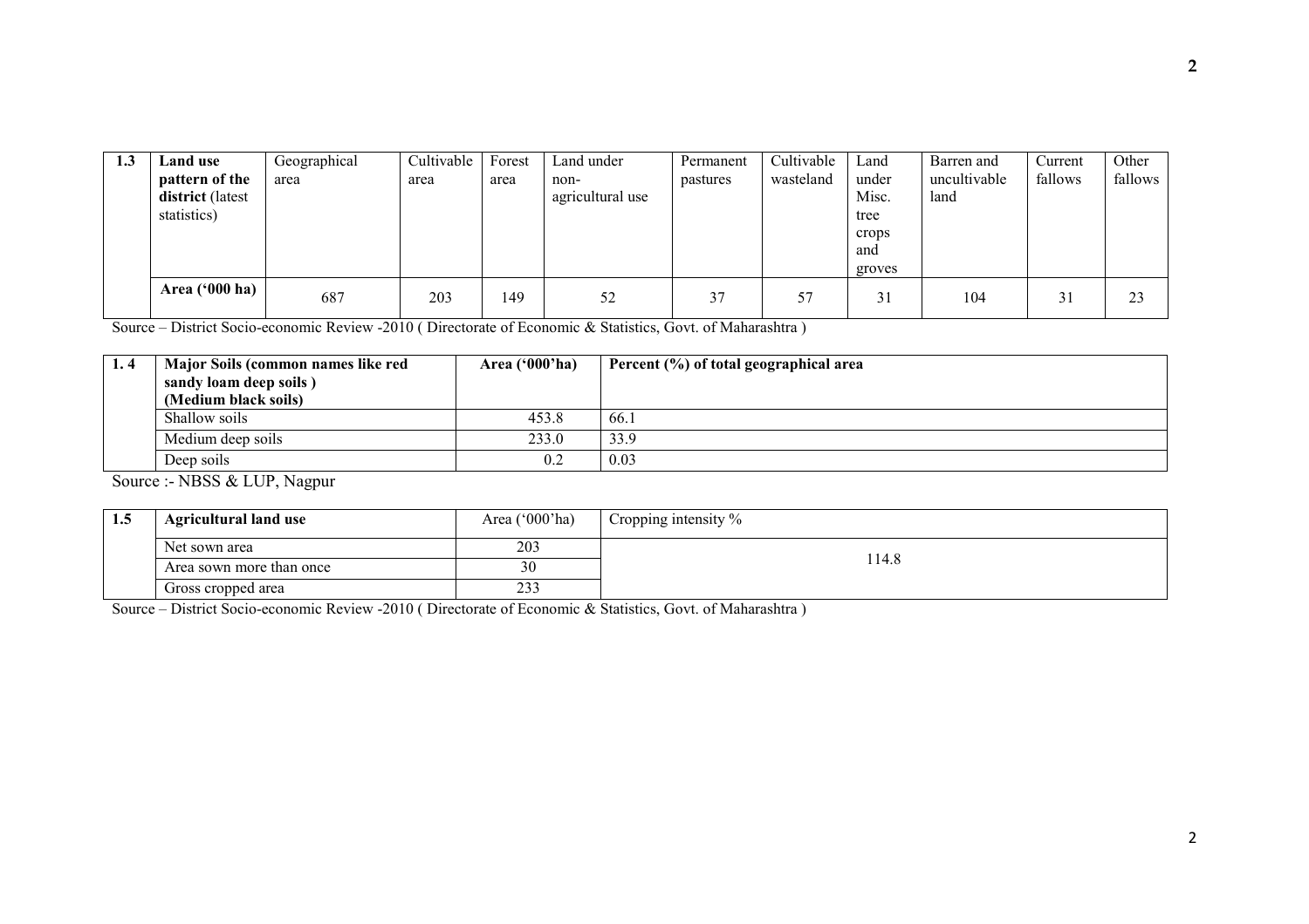| 1.3 | Land use pattern of the district (latest statistics) | Geographical area | Cultivable area | Forest area | Land under non-agricultural use | Permanent pastures | Cultivable wasteland | Land under Misc. tree crops and groves | Barren and uncultivable land | Current fallows | Other fallows |
|---|---|---|---|---|---|---|---|---|---|---|---|
| | **Area ('000 ha)** | 687 | 203 | 149 | 52 | 37 | 57 | 31 | 104 | 31 | 23 |

Source – District Socio-economic Review -2010 ( Directorate of Economic & Statistics, Govt. of Maharashtra )

| 1. 4 | Major Soils (common names like red sandy loam deep soils ) (Medium black soils) | Area ('000'ha) | Percent (%) of total geographical area |
|---|---|---|---|
| | Shallow soils | 453.8 | 66.1 |
| | Medium deep soils | 233.0 | 33.9 |
| | Deep soils | 0.2 | 0.03 |

Source :- NBSS & LUP, Nagpur

| 1.5 | Agricultural land use | Area ('000'ha) | Cropping intensity % |
|---|---|---|---|
| | Net sown area | 203 | 114.8 |
| | Area sown more than once | 30 | |
| | Gross cropped area | 233 | |

Source – District Socio-economic Review -2010 ( Directorate of Economic & Statistics, Govt. of Maharashtra )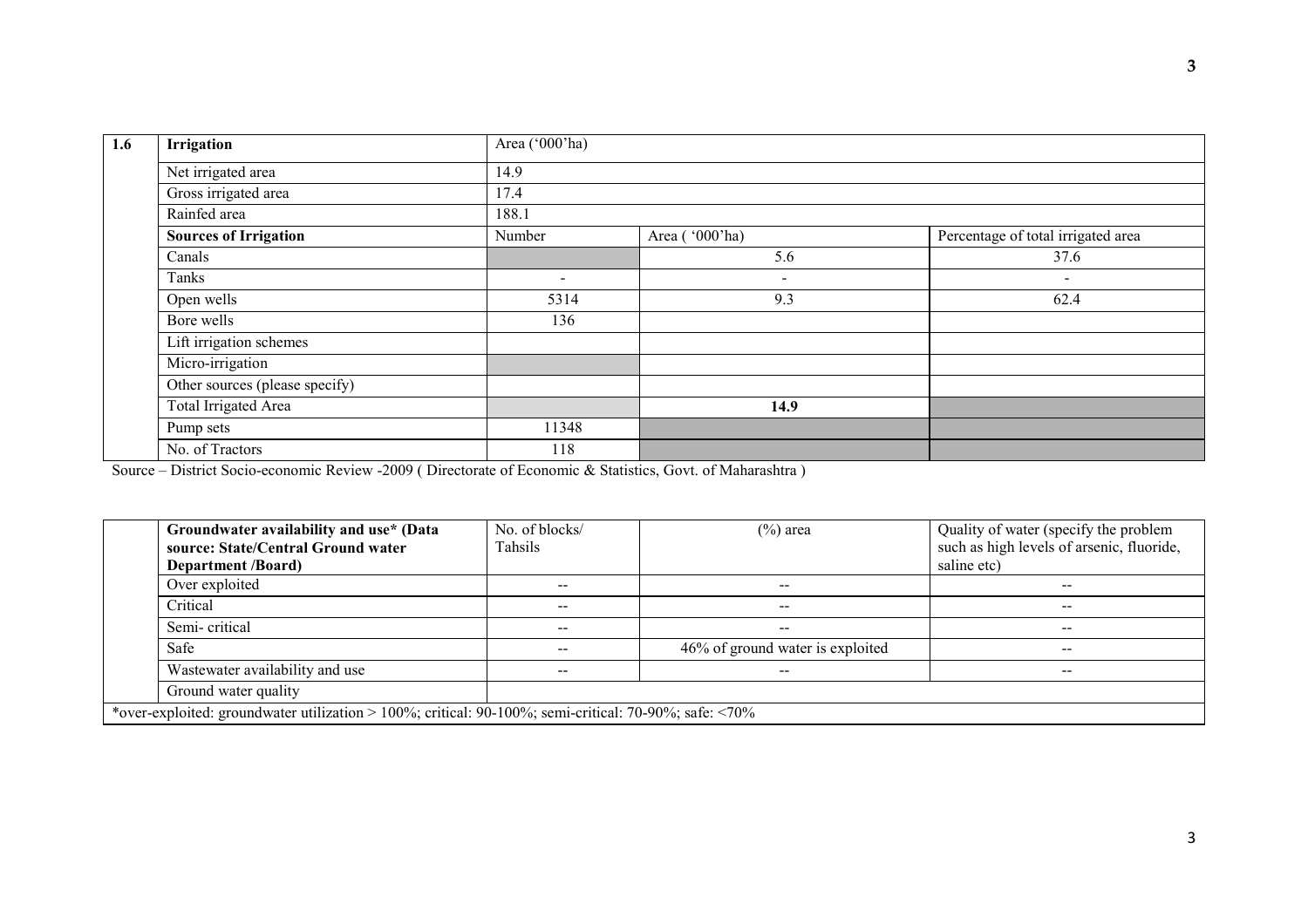| 1.6 | Irrigation | Area ('000'ha) | | |
|---|---|---|---|---|
| | Net irrigated area | 14.9 | | |
| | Gross irrigated area | 17.4 | | |
| | Rainfed area | 188.1 | | |
| | **Sources of Irrigation** | Number | Area ( '000'ha) | Percentage of total irrigated area |
| | Canals | | 5.6 | 37.6 |
| | Tanks | - | - | - |
| | Open wells | 5314 | 9.3 | 62.4 |
| | Bore wells | 136 | | |
| | Lift irrigation schemes | | | |
| | Micro-irrigation | | | |
| | Other sources (please specify) | | | |
| | Total Irrigated Area | | **14.9** | |
| | Pump sets | 11348 | | |
| | No. of Tractors | 118 | | |

Source – District Socio-economic Review -2009 ( Directorate of Economic & Statistics, Govt. of Maharashtra )

| | Groundwater availability and use* (Data source: State/Central Ground water Department /Board) | No. of blocks/ Tahsils | (%) area | Quality of water (specify the problem such as high levels of arsenic, fluoride, saline etc) |
|---|---|---|---|---|
| | Over exploited | -- | -- | -- |
| | Critical | -- | -- | -- |
| | Semi- critical | -- | -- | -- |
| | Safe | -- | 46% of ground water is exploited | -- |
| | Wastewater availability and use | -- | -- | -- |
| | Ground water quality | | | |

*over-exploited: groundwater utilization > 100%; critical: 90-100%; semi-critical: 70-90%; safe: <70%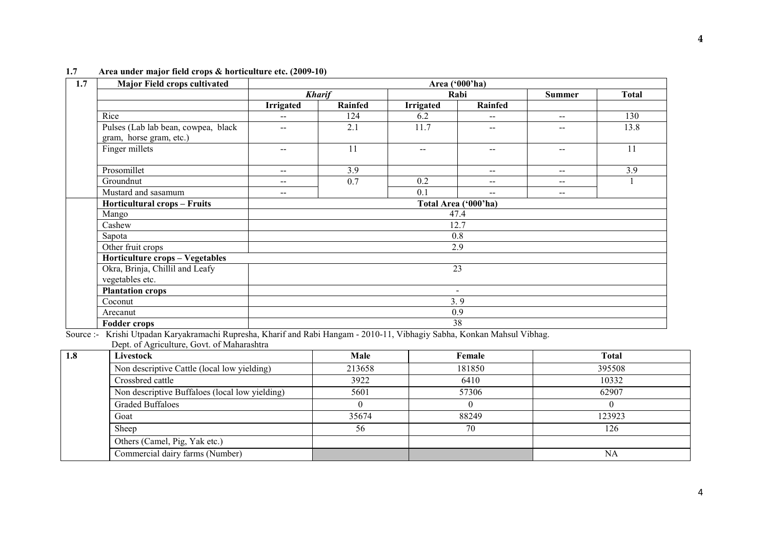**1.7 Area under major field crops & horticulture etc. (2009-10)**

| 1.7 | Major Field crops cultivated | Area ('000'ha) | | | | | |
|---|---|---|---|---|---|---|---|
| | | *Kharif* | | Rabi | | Summer | Total |
| | | Irrigated | Rainfed | Irrigated | Rainfed | | |
| | Rice | -- | 124 | 6.2 | -- | -- | 130 |
| | Pulses (Lab lab bean, cowpea, black gram, horse gram, etc.) | -- | 2.1 | 11.7 | -- | -- | 13.8 |
| | Finger millets | -- | 11 | -- | -- | -- | 11 |
| | Prosomillet | -- | 3.9 | | -- | -- | 3.9 |
| | Groundnut | -- | 0.7 | 0.2 | -- | -- | 1 |
| | Mustard and sasamum | -- | | 0.1 | -- | -- | |
| | **Horticultural crops – Fruits** | **Total Area ('000'ha)** | | | | | |
| | Mango | 47.4 | | | | | |
| | Cashew | 12.7 | | | | | |
| | Sapota | 0.8 | | | | | |
| | Other fruit crops | 2.9 | | | | | |
| | **Horticulture crops – Vegetables** | | | | | | |
| | Okra, Brinja, Chillil and Leafy vegetables etc. | 23 | | | | | |
| | **Plantation crops** | - | | | | | |
| | Coconut | 3. 9 | | | | | |
| | Arecanut | 0.9 | | | | | |
| | **Fodder crops** | 38 | | | | | |

Source :- Krishi Utpadan Karyakramachi Rupresha, Kharif and Rabi Hangam - 2010-11, Vibhagiy Sabha, Konkan Mahsul Vibhag. Dept. of Agriculture, Govt. of Maharashtra

| 1.8 | Livestock | Male | Female | Total |
|---|---|---|---|---|
| | Non descriptive Cattle (local low yielding) | 213658 | 181850 | 395508 |
| | Crossbred cattle | 3922 | 6410 | 10332 |
| | Non descriptive Buffaloes (local low yielding) | 5601 | 57306 | 62907 |
| | Graded Buffaloes | 0 | 0 | 0 |
| | Goat | 35674 | 88249 | 123923 |
| | Sheep | 56 | 70 | 126 |
| | Others (Camel, Pig, Yak etc.) | | | |
| | Commercial dairy farms (Number) | | | NA |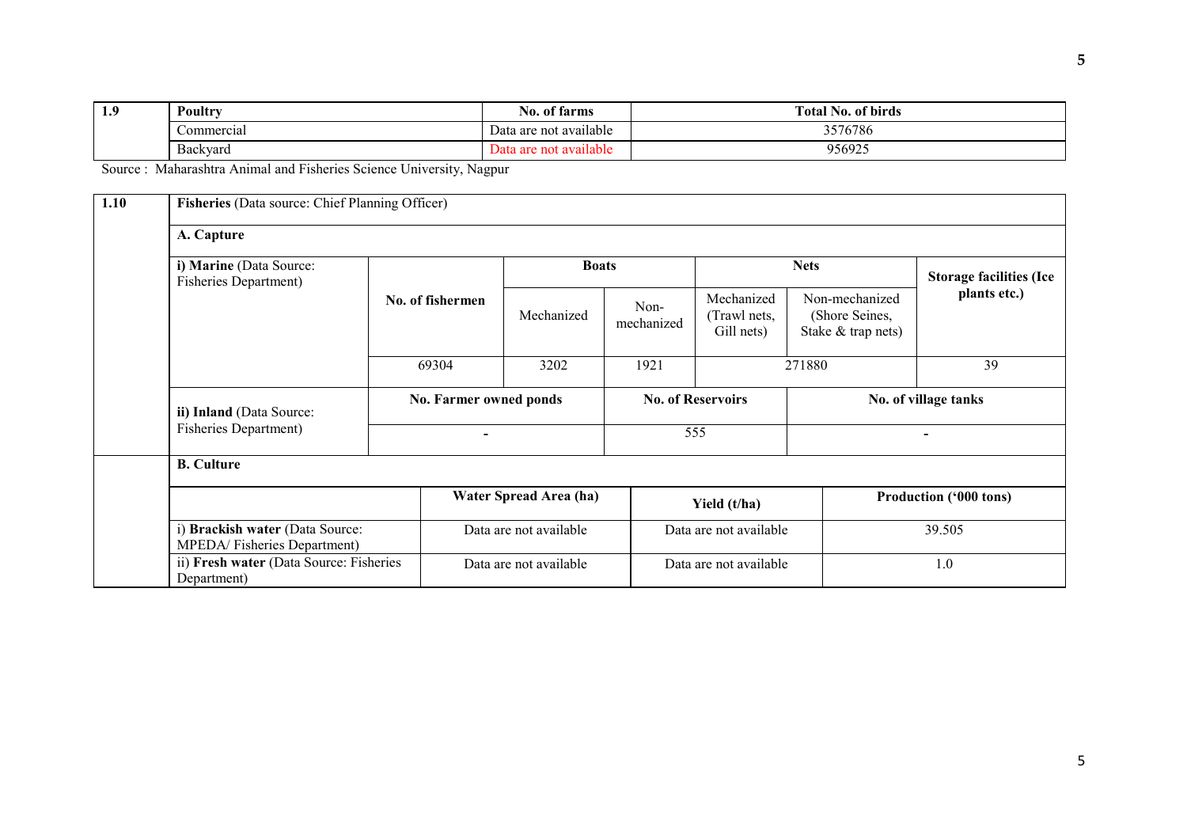| 1.9 | Poultry | No. of farms | Total No. of birds |
|---|---|---|---|
| | Commercial | Data are not available | 3576786 |
| | Backyard | Data are not available | 956925 |

Source : Maharashtra Animal and Fisheries Science University, Nagpur

| 1.10 | **Fisheries** (Data source: Chief Planning Officer) | | | | | |
|---|---|---|---|---|---|---|
| | **A. Capture** | | | | | |
| | **i) Marine** (Data Source: Fisheries Department) | **No. of fishermen** | **Boats** | | **Nets** | **Storage facilities (Ice plants etc.)** |
| | | | Mechanized | Non-mechanized | Mechanized (Trawl nets, Gill nets) / Non-mechanized (Shore Seines, Stake & trap nets) | |
| | | 69304 | 3202 | 1921 | 271880 | 39 |
| | **ii) Inland** (Data Source: Fisheries Department) | **No. Farmer owned ponds** | | **No. of Reservoirs** | **No. of village tanks** | |
| | | - | | 555 | - | |

| | **B. Culture** | | | |
|---|---|---|---|---|
| | | **Water Spread Area (ha)** | **Yield (t/ha)** | **Production ('000 tons)** |
| | i) **Brackish water** (Data Source: MPEDA/ Fisheries Department) | Data are not available | Data are not available | 39.505 |
| | ii) **Fresh water** (Data Source: Fisheries Department) | Data are not available | Data are not available | 1.0 |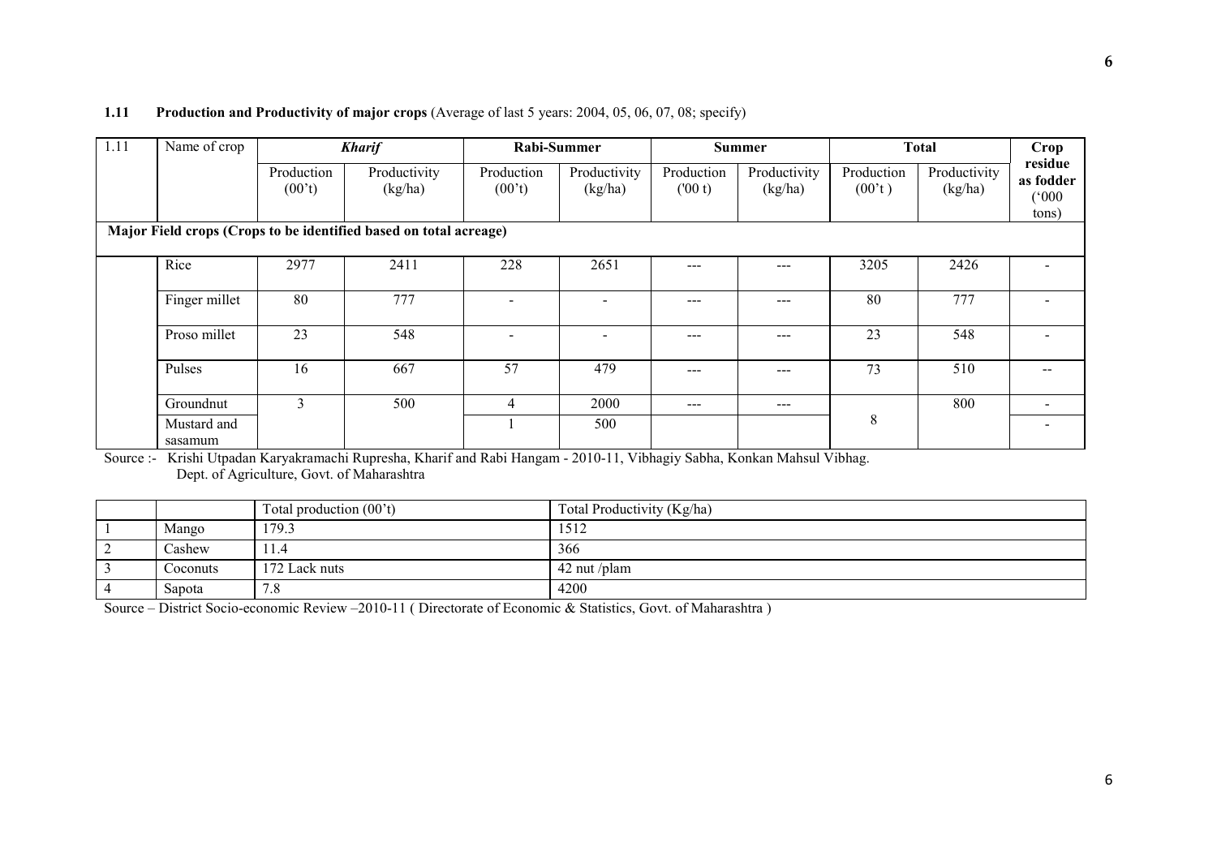**1.11 Production and Productivity of major crops** (Average of last 5 years: 2004, 05, 06, 07, 08; specify)

| 1.11 | Name of crop | *Kharif* | | Rabi-Summer | | Summer | | Total | | Crop residue as fodder ('000 tons) |
|---|---|---|---|---|---|---|---|---|---|---|
| | | Production (00't) | Productivity (kg/ha) | Production (00't) | Productivity (kg/ha) | Production ('00 t) | Productivity (kg/ha) | Production (00't ) | Productivity (kg/ha) | |
| **Major Field crops (Crops to be identified based on total acreage)** | | | | | | | | | | |
| | Rice | 2977 | 2411 | 228 | 2651 | --- | --- | 3205 | 2426 | - |
| | Finger millet | 80 | 777 | - | - | --- | --- | 80 | 777 | - |
| | Proso millet | 23 | 548 | - | - | --- | --- | 23 | 548 | - |
| | Pulses | 16 | 667 | 57 | 479 | --- | --- | 73 | 510 | -- |
| | Groundnut | 3 | 500 | 4 | 2000 | --- | --- | 8 | 800 | - |
| | Mustard and sasamum | | | 1 | 500 | | | | | - |

Source :- Krishi Utpadan Karyakramachi Rupresha, Kharif and Rabi Hangam - 2010-11, Vibhagiy Sabha, Konkan Mahsul Vibhag. Dept. of Agriculture, Govt. of Maharashtra

| | | Total production (00't) | Total Productivity (Kg/ha) |
|---|---|---|---|
| 1 | Mango | 179.3 | 1512 |
| 2 | Cashew | 11.4 | 366 |
| 3 | Coconuts | 172 Lack nuts | 42 nut /plam |
| 4 | Sapota | 7.8 | 4200 |

Source – District Socio-economic Review –2010-11 ( Directorate of Economic & Statistics, Govt. of Maharashtra )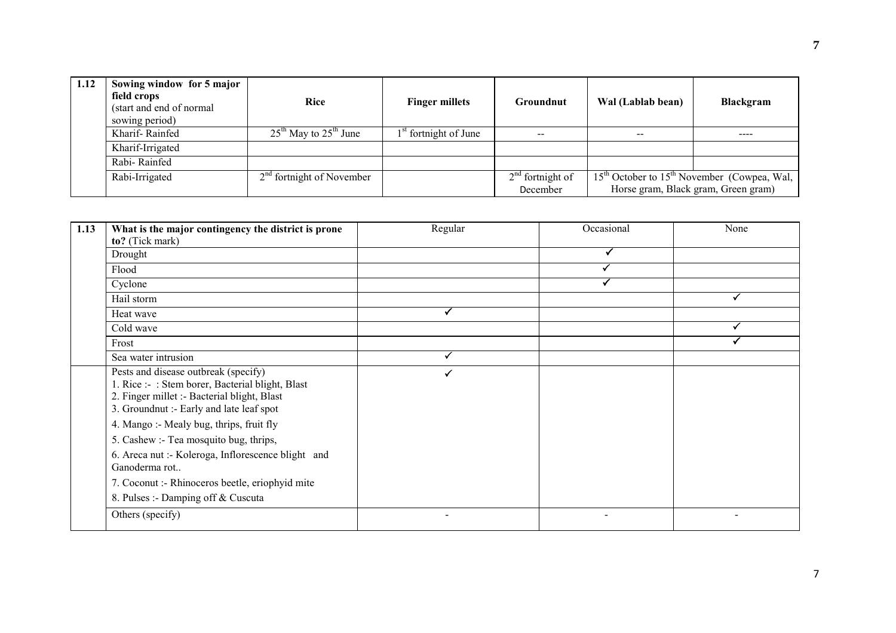| 1.12 | Sowing window for 5 major field crops (start and end of normal sowing period) | Rice | Finger millets | Groundnut | Wal (Lablab bean) | Blackgram |
|---|---|---|---|---|---|---|
| | Kharif- Rainfed | 25th May to 25th June | 1st fortnight of June | -- | -- | ---- |
| | Kharif-Irrigated | | | | | |
| | Rabi- Rainfed | | | | | |
| | Rabi-Irrigated | 2nd fortnight of November | | 2nd fortnight of December | 15th October to 15th November (Cowpea, Wal, Horse gram, Black gram, Green gram) | |

| 1.13 | What is the major contingency the district is prone to? (Tick mark) | Regular | Occasional | None |
|---|---|---|---|---|
| | Drought | | ✓ | |
| | Flood | | ✓ | |
| | Cyclone | | ✓ | |
| | Hail storm | | | ✓ |
| | Heat wave | ✓ | | |
| | Cold wave | | | ✓ |
| | Frost | | | ✓ |
| | Sea water intrusion | ✓ | | |
| | Pests and disease outbreak (specify)<br>1. Rice :- : Stem borer, Bacterial blight, Blast<br>2. Finger millet :- Bacterial blight, Blast<br>3. Groundnut :- Early and late leaf spot<br>4. Mango :- Mealy bug, thrips, fruit fly<br>5. Cashew :- Tea mosquito bug, thrips,<br>6. Areca nut :- Koleroga, Inflorescence blight and Ganoderma rot..<br>7. Coconut :- Rhinoceros beetle, eriophyid mite<br>8. Pulses :- Damping off & Cuscuta | ✓ | | |
| | Others (specify) | - | - | - |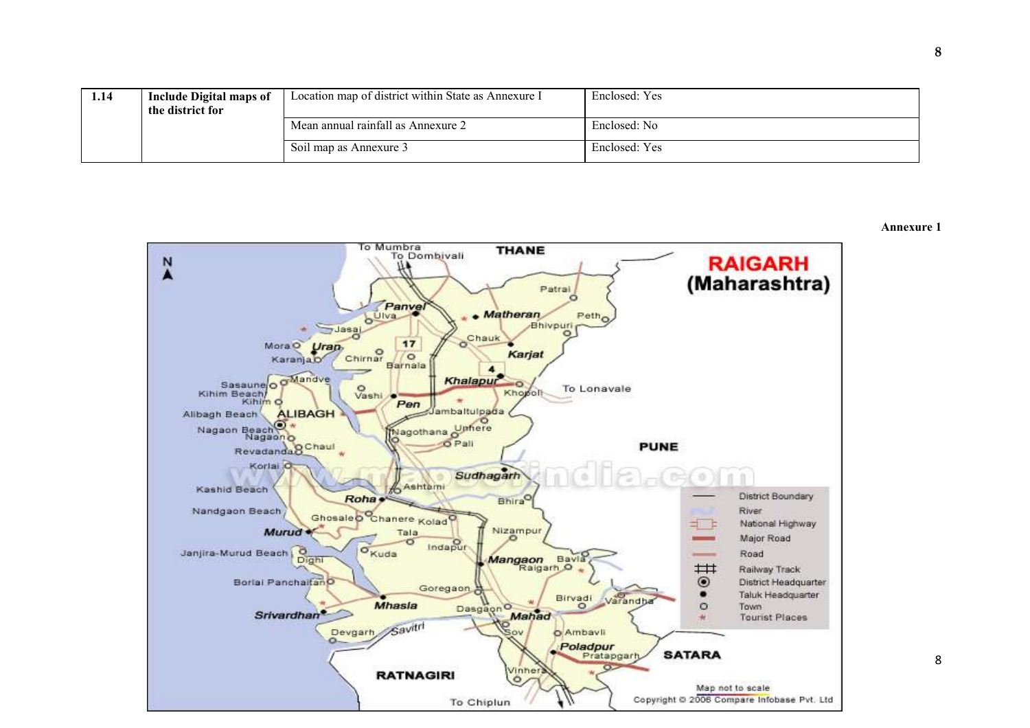| 1.14 | Include Digital maps of the district for | Location map of district within State as Annexure I | Enclosed: Yes |
|---|---|---|---|
| | | Mean annual rainfall as Annexure 2 | Enclosed: No |
| | | Soil map as Annexure 3 | Enclosed: Yes |

**Annexure 1**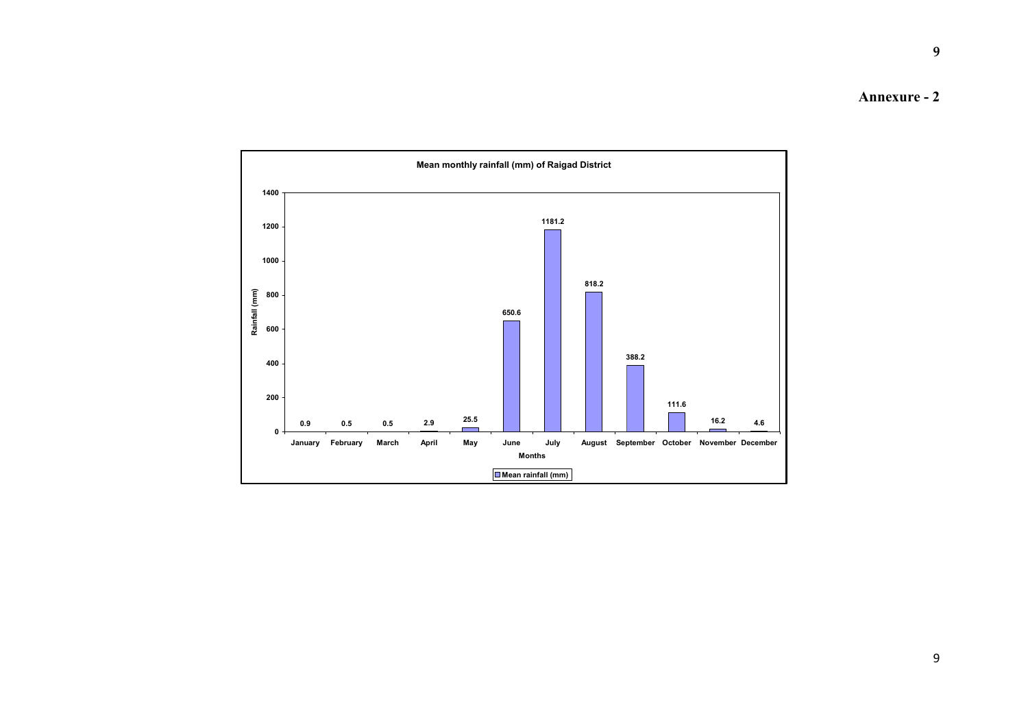**Annexure - 2**

**Mean monthly rainfall (mm) of Raigad District**

| Months | Mean rainfall (mm) |
|---|---|
| January | 0.9 |
| February | 0.5 |
| March | 0.5 |
| April | 2.9 |
| May | 25.5 |
| June | 650.6 |
| July | 1181.2 |
| August | 818.2 |
| September | 388.2 |
| October | 111.6 |
| November | 16.2 |
| December | 4.6 |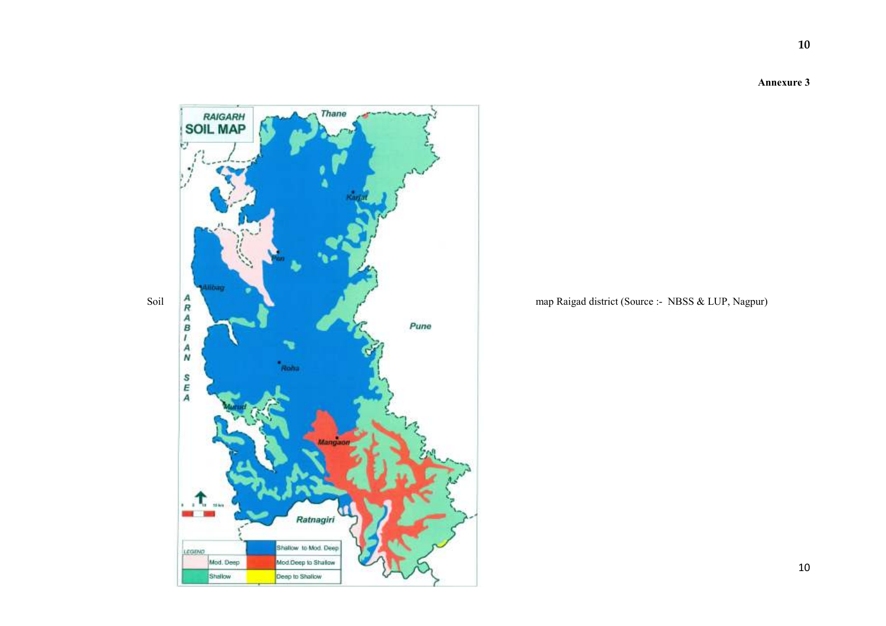**Annexure 3**

Soil map Raigad district (Source :- NBSS & LUP, Nagpur)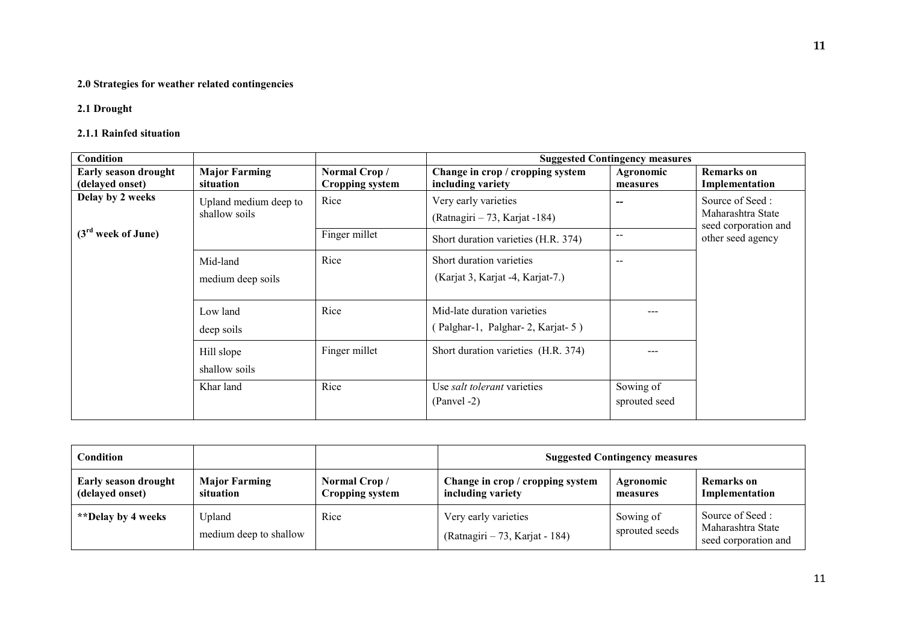**2.0 Strategies for weather related contingencies**

**2.1 Drought**

**2.1.1 Rainfed situation**

| Condition | | | Suggested Contingency measures | | |
|---|---|---|---|---|---|
| **Early season drought (delayed onset)** | **Major Farming situation** | **Normal Crop / Cropping system** | **Change in crop / cropping system including variety** | **Agronomic measures** | **Remarks on Implementation** |
| **Delay by 2 weeks** **(3rd week of June)** | Upland medium deep to shallow soils | Rice | Very early varieties (Ratnagiri – 73, Karjat -184) | -- | Source of Seed : Maharashtra State seed corporation and other seed agency |
| | | Finger millet | Short duration varieties (H.R. 374) | -- | |
| | Mid-land medium deep soils | Rice | Short duration varieties (Karjat 3, Karjat -4, Karjat-7.) | -- | |
| | Low land deep soils | Rice | Mid-late duration varieties ( Palghar-1, Palghar- 2, Karjat- 5 ) | --- | |
| | Hill slope shallow soils | Finger millet | Short duration varieties (H.R. 374) | --- | |
| | Khar land | Rice | Use *salt tolerant* varieties (Panvel -2) | Sowing of sprouted seed | |

| Condition | | | Suggested Contingency measures | | |
|---|---|---|---|---|---|
| **Early season drought (delayed onset)** | **Major Farming situation** | **Normal Crop / Cropping system** | **Change in crop / cropping system including variety** | **Agronomic measures** | **Remarks on Implementation** |
| **\*\*Delay by 4 weeks** | Upland medium deep to shallow | Rice | Very early varieties (Ratnagiri – 73, Karjat - 184) | Sowing of sprouted seeds | Source of Seed : Maharashtra State seed corporation and |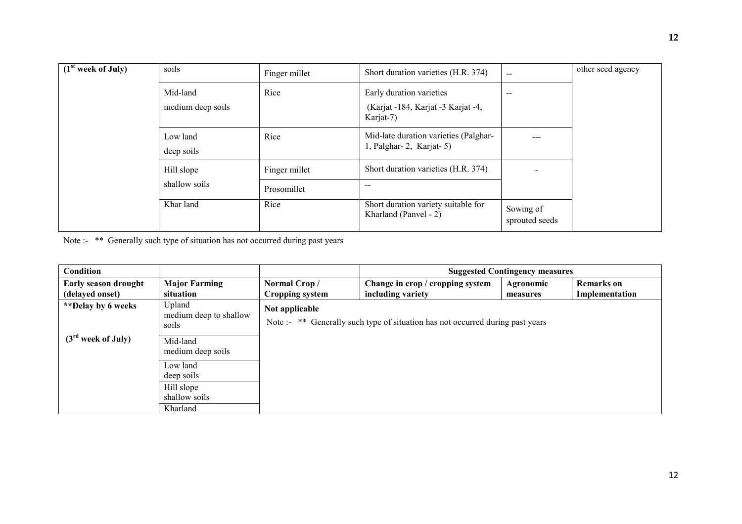| (1st week of July) | soils | Finger millet | Short duration varieties (H.R. 374) | -- | other seed agency |
|---|---|---|---|---|---|
| | Mid-land medium deep soils | Rice | Early duration varieties (Karjat -184, Karjat -3 Karjat -4, Karjat-7) | -- | |
| | Low land deep soils | Rice | Mid-late duration varieties (Palghar-1, Palghar- 2, Karjat- 5) | --- | |
| | Hill slope shallow soils | Finger millet | Short duration varieties (H.R. 374) | - | |
| | | Prosomillet | -- | | |
| | Khar land | Rice | Short duration variety suitable for Kharland (Panvel - 2) | Sowing of sprouted seeds | |

Note :- ** Generally such type of situation has not occurred during past years

| Condition | | | Suggested Contingency measures | | |
|---|---|---|---|---|---|
| **Early season drought (delayed onset)** | **Major Farming situation** | **Normal Crop / Cropping system** | **Change in crop / cropping system including variety** | **Agronomic measures** | **Remarks on Implementation** |
| **\*\*Delay by 6 weeks** | Upland medium deep to shallow soils | **Not applicable** Note :- ** Generally such type of situation has not occurred during past years | | | |
| **(3rd week of July)** | Mid-land medium deep soils | | | | |
| | Low land deep soils | | | | |
| | Hill slope shallow soils | | | | |
| | Kharland | | | | |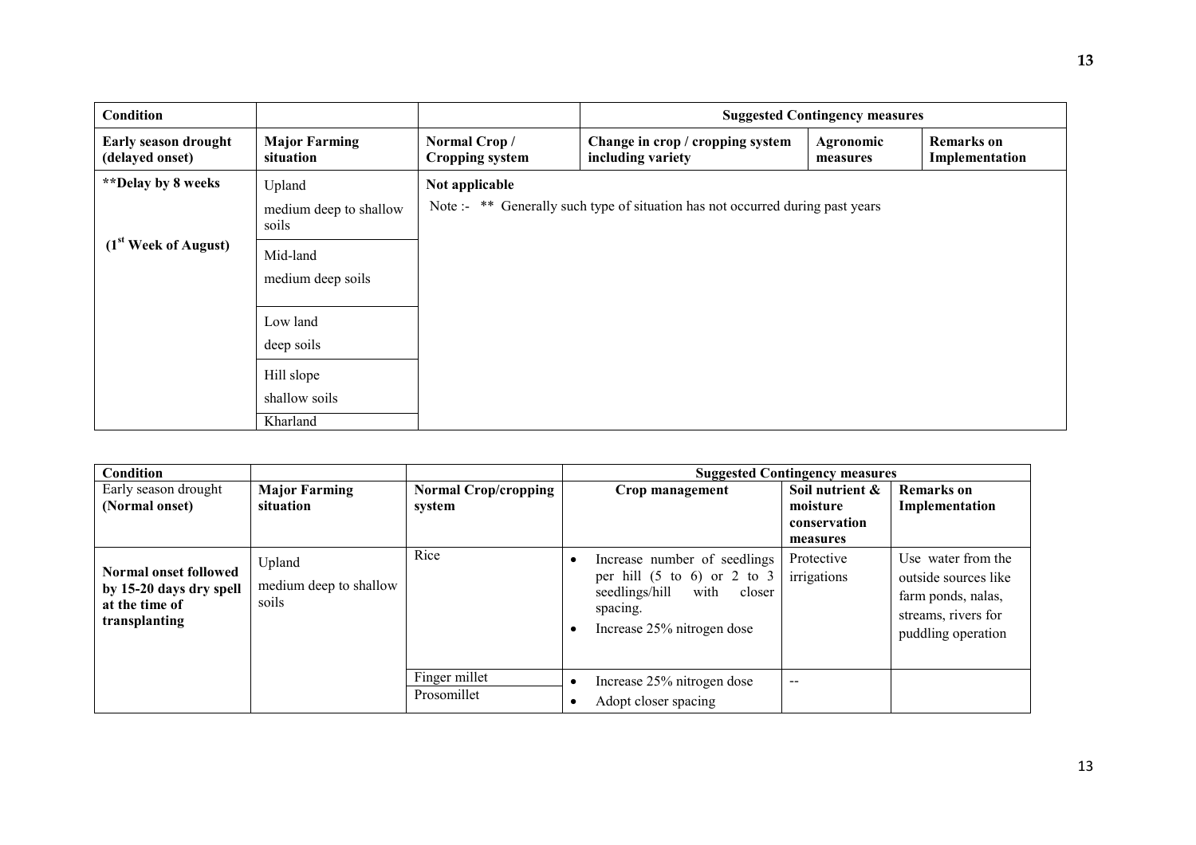| Condition | | | Suggested Contingency measures | | |
|---|---|---|---|---|---|
| **Early season drought (delayed onset)** | **Major Farming situation** | **Normal Crop / Cropping system** | **Change in crop / cropping system including variety** | **Agronomic measures** | **Remarks on Implementation** |
| **\*\*Delay by 8 weeks** (1st Week of August) | Upland medium deep to shallow soils | **Not applicable** Note :- \*\* Generally such type of situation has not occurred during past years | | | |
| | Mid-land medium deep soils | | | | |
| | Low land deep soils | | | | |
| | Hill slope shallow soils | | | | |
| | Kharland | | | | |

| Condition | | | Suggested Contingency measures | | |
|---|---|---|---|---|---|
| Early season drought **(Normal onset)** | **Major Farming situation** | **Normal Crop/cropping system** | **Crop management** | **Soil nutrient & moisture conservation measures** | **Remarks on Implementation** |
| **Normal onset followed by 15-20 days dry spell at the time of transplanting** | Upland medium deep to shallow soils | Rice | • Increase number of seedlings per hill (5 to 6) or 2 to 3 seedlings/hill with closer spacing.<br>• Increase 25% nitrogen dose | Protective irrigations | Use water from the outside sources like farm ponds, nalas, streams, rivers for puddling operation |
| | | Finger millet<br>Prosomillet | • Increase 25% nitrogen dose<br>• Adopt closer spacing | -- | |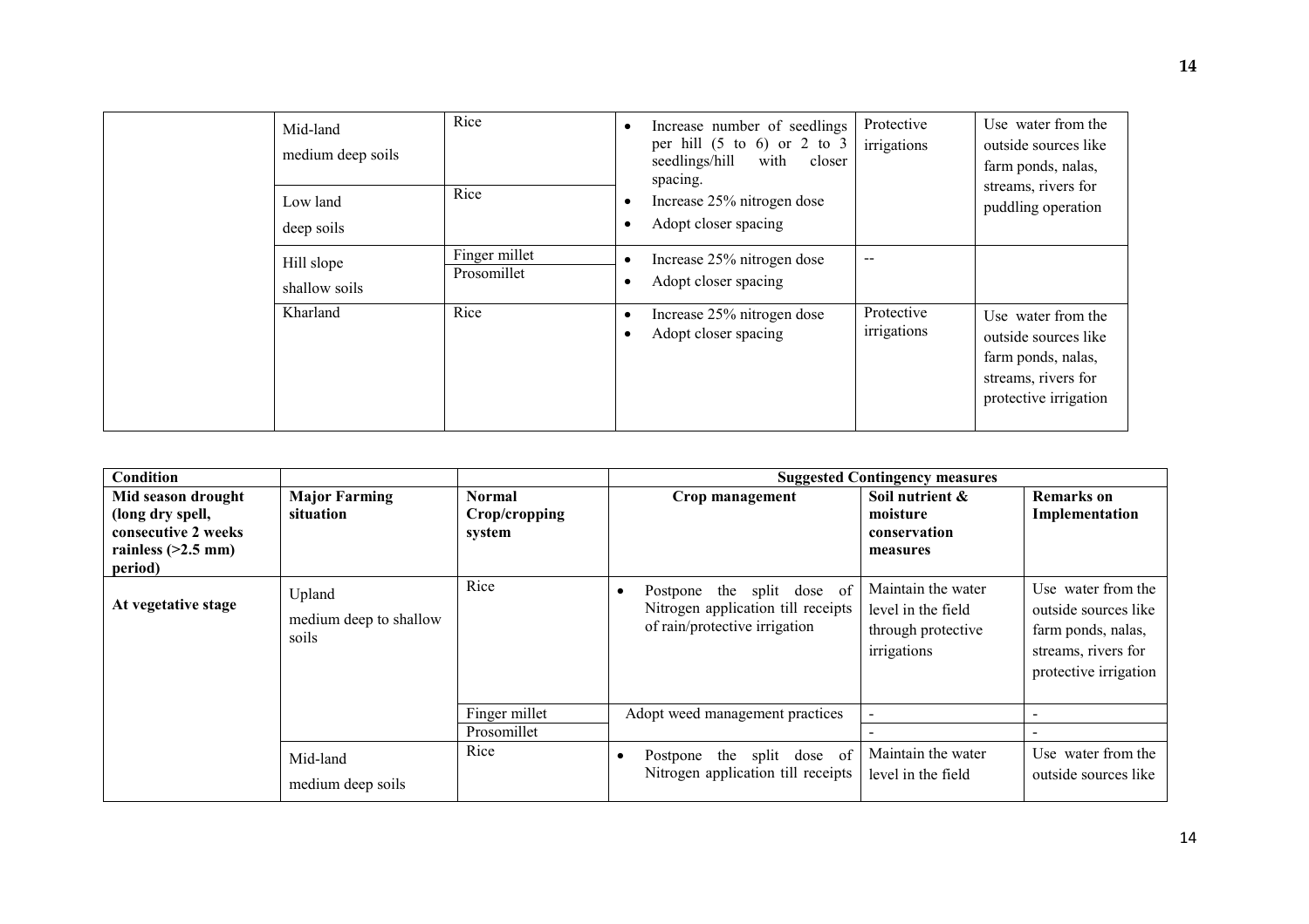| | Major Farming situation | Normal Crop/cropping system | Crop management | Soil nutrient & moisture conservation measures | Remarks on Implementation |
|---|---|---|---|---|---|
| | Mid-land medium deep soils | Rice | • Increase number of seedlings per hill (5 to 6) or 2 to 3 seedlings/hill with closer spacing. • Increase 25% nitrogen dose • Adopt closer spacing | Protective irrigations | Use water from the outside sources like farm ponds, nalas, streams, rivers for puddling operation |
| | Low land deep soils | Rice | | | |
| | Hill slope shallow soils | Finger millet | • Increase 25% nitrogen dose • Adopt closer spacing | -- | |
| | | Prosomillet | | | |
| | Kharland | Rice | • Increase 25% nitrogen dose • Adopt closer spacing | Protective irrigations | Use water from the outside sources like farm ponds, nalas, streams, rivers for protective irrigation |

| Condition | | | Suggested Contingency measures | | |
|---|---|---|---|---|---|
| **Mid season drought (long dry spell, consecutive 2 weeks rainless (>2.5 mm) period)** | **Major Farming situation** | **Normal Crop/cropping system** | **Crop management** | **Soil nutrient & moisture conservation measures** | **Remarks on Implementation** |
| **At vegetative stage** | Upland medium deep to shallow soils | Rice | • Postpone the split dose of Nitrogen application till receipts of rain/protective irrigation | Maintain the water level in the field through protective irrigations | Use water from the outside sources like farm ponds, nalas, streams, rivers for protective irrigation |
| | | Finger millet | Adopt weed management practices | - | - |
| | | Prosomillet | | - | - |
| | Mid-land medium deep soils | Rice | • Postpone the split dose of Nitrogen application till receipts | Maintain the water level in the field | Use water from the outside sources like |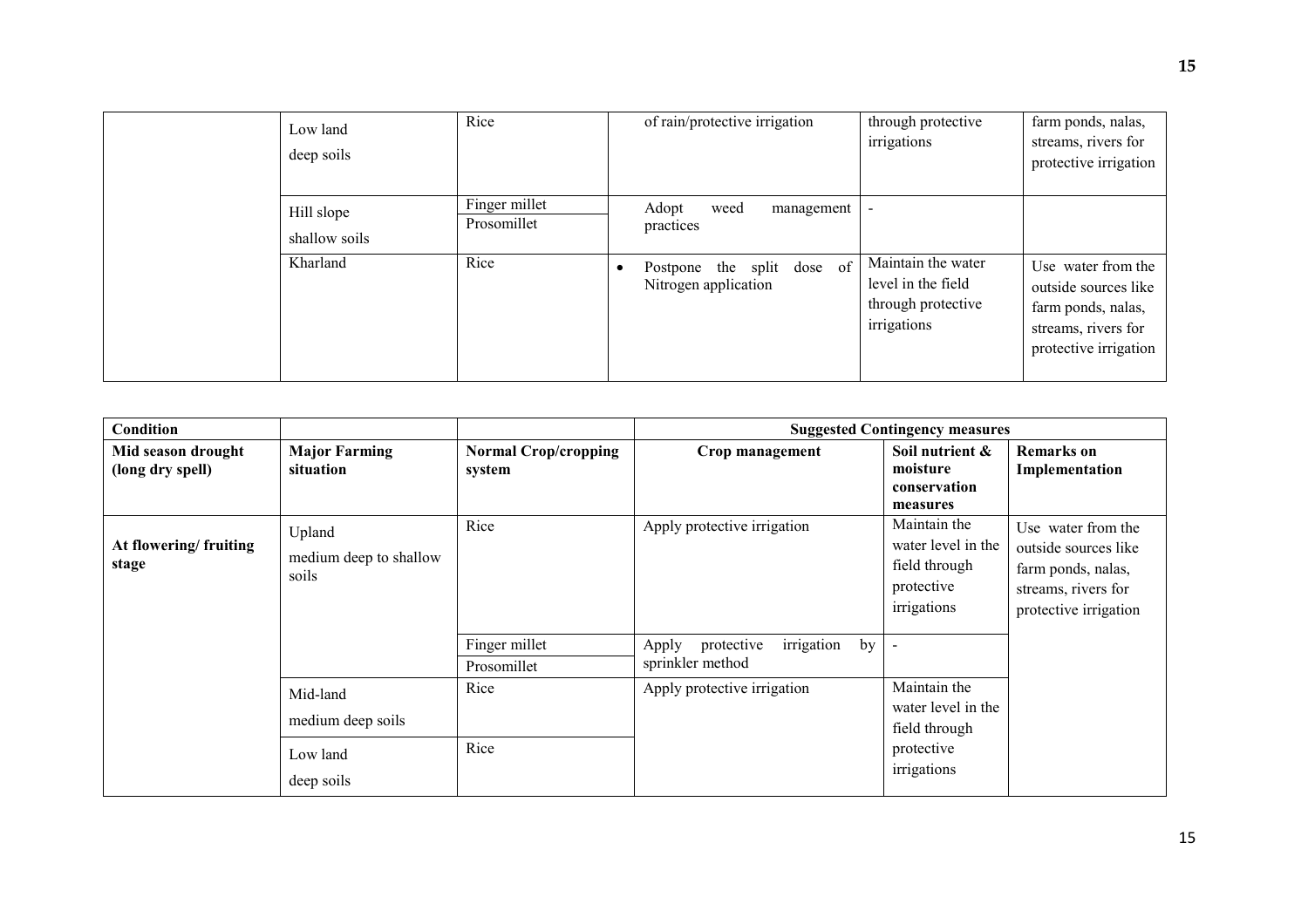| | | | | | |
|---|---|---|---|---|---|
| | Low land<br>deep soils | Rice | of rain/protective irrigation | through protective irrigations | farm ponds, nalas, streams, rivers for protective irrigation |
| | Hill slope<br>shallow soils | Finger millet<br>Prosomillet | Adopt weed management practices | - | |
| | Kharland | Rice | • Postpone the split dose of Nitrogen application | Maintain the water level in the field through protective irrigations | Use water from the outside sources like farm ponds, nalas, streams, rivers for protective irrigation |

| **Condition** | | | **Suggested Contingency measures** | | |
|---|---|---|---|---|---|
| **Mid season drought (long dry spell)** | **Major Farming situation** | **Normal Crop/cropping system** | **Crop management** | **Soil nutrient & moisture conservation measures** | **Remarks on Implementation** |
| **At flowering/ fruiting stage** | Upland<br>medium deep to shallow soils | Rice | Apply protective irrigation | Maintain the water level in the field through protective irrigations | Use water from the outside sources like farm ponds, nalas, streams, rivers for protective irrigation |
| | | Finger millet<br>Prosomillet | Apply protective irrigation by sprinkler method | - | |
| | Mid-land<br>medium deep soils | Rice | Apply protective irrigation | Maintain the water level in the field through protective irrigations | |
| | Low land<br>deep soils | Rice | | | |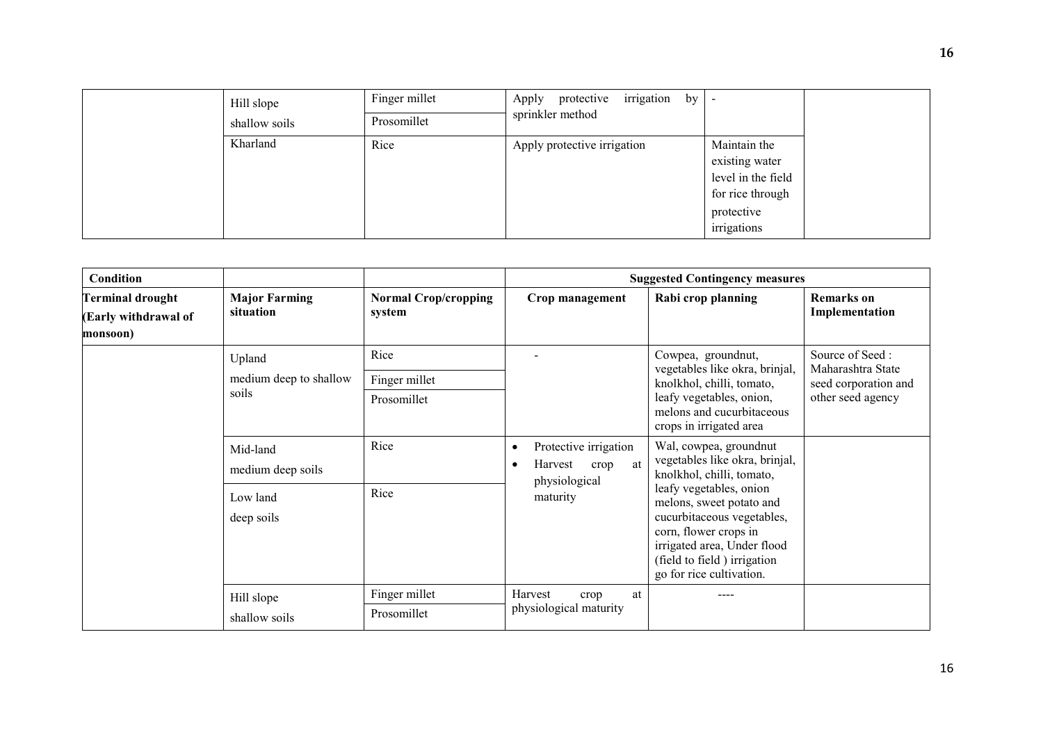| | | | | | |
|---|---|---|---|---|---|
| | Hill slope shallow soils | Finger millet | Apply protective irrigation by sprinkler method | - | |
| | | Prosomillet | | | |
| | Kharland | Rice | Apply protective irrigation | Maintain the existing water level in the field for rice through protective irrigations | |

| Condition | | | Suggested Contingency measures | | |
|---|---|---|---|---|---|
| Terminal drought (Early withdrawal of monsoon) | Major Farming situation | Normal Crop/cropping system | Crop management | Rabi crop planning | Remarks on Implementation |
| | Upland medium deep to shallow soils | Rice | - | Cowpea, groundnut, vegetables like okra, brinjal, knolkhol, chilli, tomato, leafy vegetables, onion, melons and cucurbitaceous crops in irrigated area | Source of Seed : Maharashtra State seed corporation and other seed agency |
| | | Finger millet | | | |
| | | Prosomillet | | | |
| | Mid-land medium deep soils | Rice | • Protective irrigation<br>• Harvest crop at physiological maturity | Wal, cowpea, groundnut vegetables like okra, brinjal, knolkhol, chilli, tomato, leafy vegetables, onion melons, sweet potato and cucurbitaceous vegetables, corn, flower crops in irrigated area, Under flood (field to field ) irrigation go for rice cultivation. | |
| | Low land deep soils | Rice | | | |
| | Hill slope shallow soils | Finger millet | Harvest crop at physiological maturity | ---- | |
| | | Prosomillet | | | |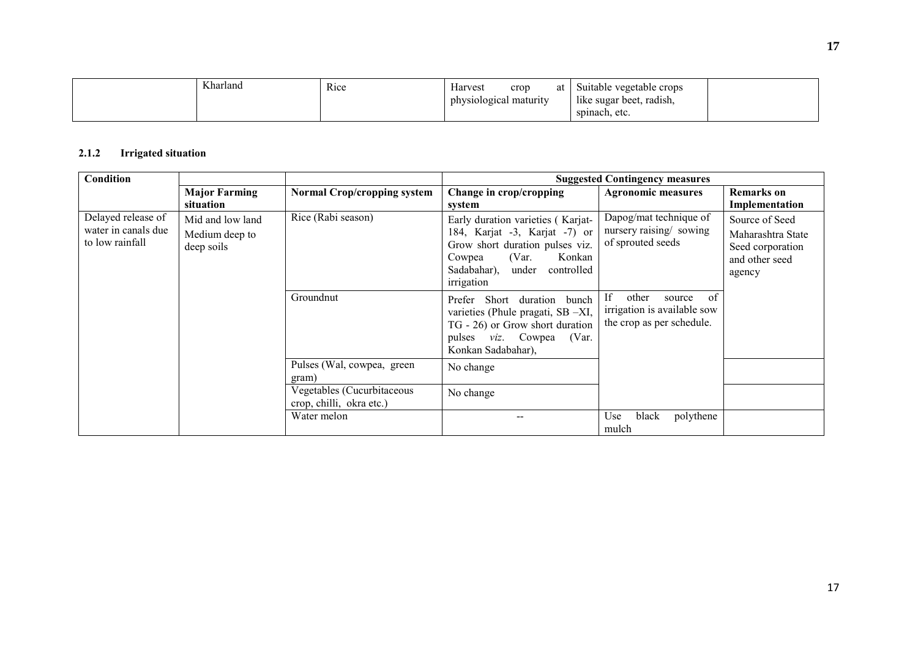|  | Kharland | Rice | Harvest crop at physiological maturity | Suitable vegetable crops like sugar beet, radish, spinach, etc. |  |
|---|---|---|---|---|---|

### 2.1.2 Irrigated situation

| Condition |  |  | Suggested Contingency measures | | |
|---|---|---|---|---|---|
|  | **Major Farming situation** | **Normal Crop/cropping system** | **Change in crop/cropping system** | **Agronomic measures** | **Remarks on Implementation** |
| Delayed release of water in canals due to low rainfall | Mid and low land Medium deep to deep soils | Rice (Rabi season) | Early duration varieties ( Karjat-184, Karjat -3, Karjat -7) or Grow short duration pulses viz. Cowpea (Var. Konkan Sadabahar), under controlled irrigation | Dapog/mat technique of nursery raising/ sowing of sprouted seeds | Source of Seed Maharashtra State Seed corporation and other seed agency |
|  |  | Groundnut | Prefer Short duration bunch varieties (Phule pragati, SB –XI, TG - 26) or Grow short duration pulses *viz*. Cowpea (Var. Konkan Sadabahar), | If other source of irrigation is available sow the crop as per schedule. |  |
|  |  | Pulses (Wal, cowpea, green gram) | No change |  |  |
|  |  | Vegetables (Cucurbitaceous crop, chilli, okra etc.) | No change |  |  |
|  |  | Water melon | -- | Use black polythene mulch |  |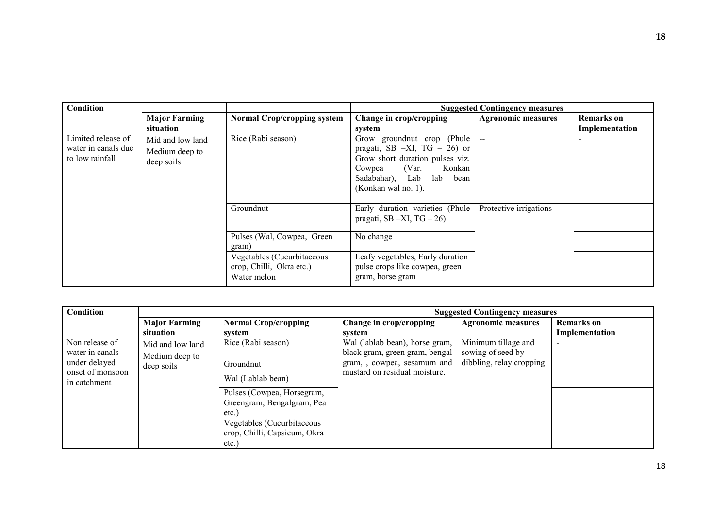| Condition | | | Suggested Contingency measures | | |
|---|---|---|---|---|---|
| | **Major Farming situation** | **Normal Crop/cropping system** | **Change in crop/cropping system** | **Agronomic measures** | **Remarks on Implementation** |
| Limited release of water in canals due to low rainfall | Mid and low land Medium deep to deep soils | Rice (Rabi season) | Grow groundnut crop (Phule pragati, SB –XI, TG – 26) or Grow short duration pulses viz. Cowpea (Var. Konkan Sadabahar), Lab lab bean (Konkan wal no. 1). | -- | - |
| | | Groundnut | Early duration varieties (Phule pragati, SB –XI, TG – 26) | Protective irrigations | |
| | | Pulses (Wal, Cowpea, Green gram) | No change | | |
| | | Vegetables (Cucurbitaceous crop, Chilli, Okra etc.) | Leafy vegetables, Early duration pulse crops like cowpea, green gram, horse gram | | |
| | | Water melon | | | |

| Condition | | | Suggested Contingency measures | | |
|---|---|---|---|---|---|
| | **Major Farming situation** | **Normal Crop/cropping system** | **Change in crop/cropping system** | **Agronomic measures** | **Remarks on Implementation** |
| Non release of water in canals under delayed onset of monsoon in catchment | Mid and low land Medium deep to deep soils | Rice (Rabi season) | Wal (lablab bean), horse gram, black gram, green gram, bengal gram, , cowpea, sesamum and mustard on residual moisture. | Minimum tillage and sowing of seed by dibbling, relay cropping | - |
| | | Groundnut | | | |
| | | Wal (Lablab bean) | | | |
| | | Pulses (Cowpea, Horsegram, Greengram, Bengalgram, Pea etc.) | | | |
| | | Vegetables (Cucurbitaceous crop, Chilli, Capsicum, Okra etc.) | | | |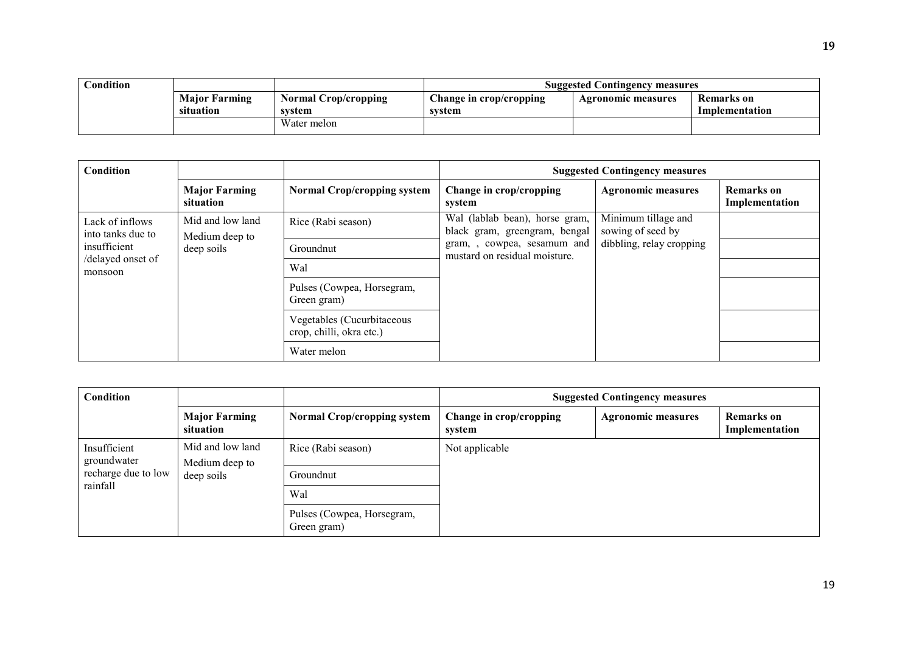| Condition | | | Suggested Contingency measures | | |
|---|---|---|---|---|---|
| | Major Farming situation | Normal Crop/cropping system | Change in crop/cropping system | Agronomic measures | Remarks on Implementation |
| | | Water melon | | | |

| Condition | | | Suggested Contingency measures | | |
|---|---|---|---|---|---|
| | Major Farming situation | Normal Crop/cropping system | Change in crop/cropping system | Agronomic measures | Remarks on Implementation |
| Lack of inflows into tanks due to insufficient /delayed onset of monsoon | Mid and low land Medium deep to deep soils | Rice (Rabi season) | Wal (lablab bean), horse gram, black gram, greengram, bengal gram, , cowpea, sesamum and mustard on residual moisture. | Minimum tillage and sowing of seed by dibbling, relay cropping | |
| | | Groundnut | | | |
| | | Wal | | | |
| | | Pulses (Cowpea, Horsegram, Green gram) | | | |
| | | Vegetables (Cucurbitaceous crop, chilli, okra etc.) | | | |
| | | Water melon | | | |

| Condition | | | Suggested Contingency measures | | |
|---|---|---|---|---|---|
| | Major Farming situation | Normal Crop/cropping system | Change in crop/cropping system | Agronomic measures | Remarks on Implementation |
| Insufficient groundwater recharge due to low rainfall | Mid and low land Medium deep to deep soils | Rice (Rabi season) | Not applicable | | |
| | | Groundnut | | | |
| | | Wal | | | |
| | | Pulses (Cowpea, Horsegram, Green gram) | | | |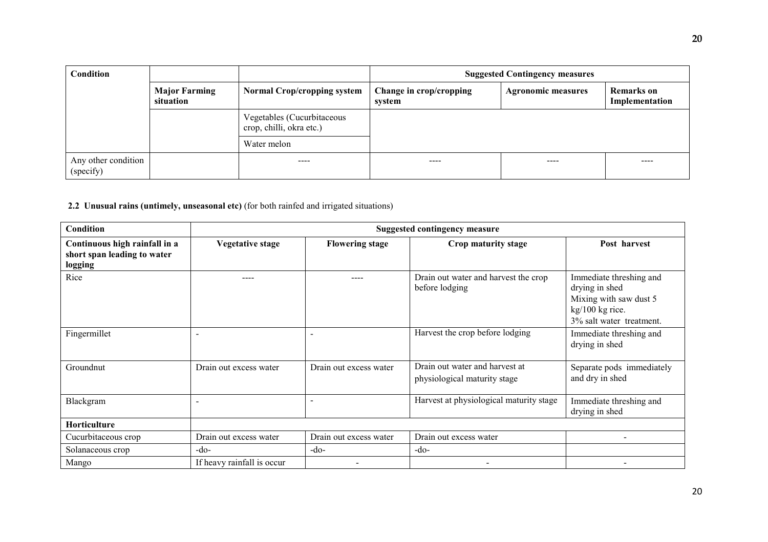| Condition | | | Suggested Contingency measures | | |
|---|---|---|---|---|---|
| | Major Farming situation | Normal Crop/cropping system | Change in crop/cropping system | Agronomic measures | Remarks on Implementation |
| | | Vegetables (Cucurbitaceous crop, chilli, okra etc.) | | | |
| | | Water melon | | | |
| Any other condition (specify) | | ---- | ---- | ---- | ---- |

**2.2 Unusual rains (untimely, unseasonal etc)** (for both rainfed and irrigated situations)

| Condition | Suggested contingency measure | | | |
|---|---|---|---|---|
| **Continuous high rainfall in a short span leading to water logging** | **Vegetative stage** | **Flowering stage** | **Crop maturity stage** | **Post harvest** |
| Rice | ---- | ---- | Drain out water and harvest the crop before lodging | Immediate threshing and drying in shed<br>Mixing with saw dust 5 kg/100 kg rice.<br>3% salt water treatment. |
| Fingermillet | - | - | Harvest the crop before lodging | Immediate threshing and drying in shed |
| Groundnut | Drain out excess water | Drain out excess water | Drain out water and harvest at physiological maturity stage | Separate pods immediately and dry in shed |
| Blackgram | - | - | Harvest at physiological maturity stage | Immediate threshing and drying in shed |
| **Horticulture** | | | | |
| Cucurbitaceous crop | Drain out excess water | Drain out excess water | Drain out excess water | - |
| Solanaceous crop | -do- | -do- | -do- | |
| Mango | If heavy rainfall is occur | - | - | - |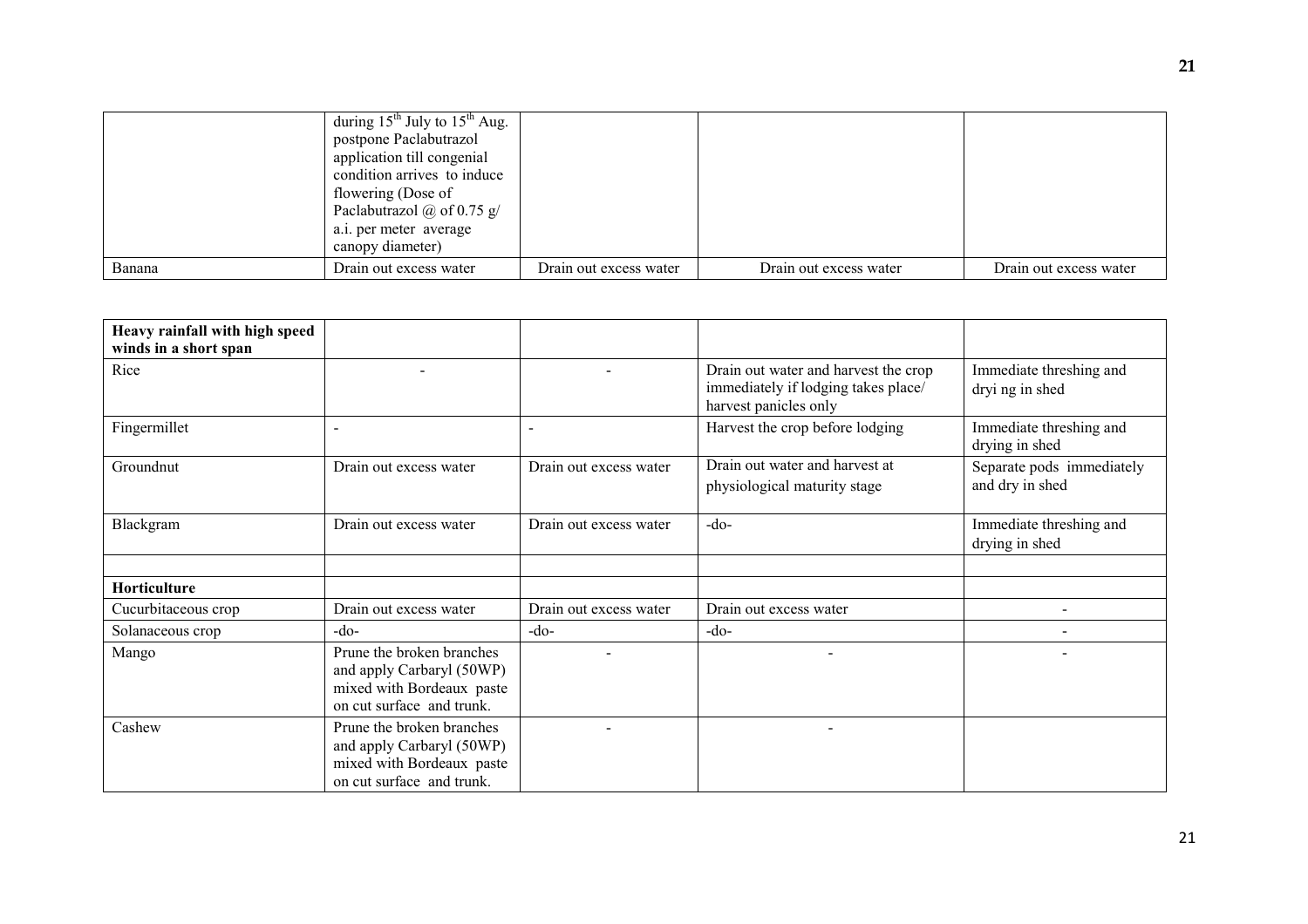|  |  |  |  |  |
|---|---|---|---|---|
|  | during 15th July to 15th Aug. postpone Paclabutrazol application till congenial condition arrives to induce flowering (Dose of Paclabutrazol @ of 0.75 g/ a.i. per meter average canopy diameter) |  |  |  |
| Banana | Drain out excess water | Drain out excess water | Drain out excess water | Drain out excess water |

| **Heavy rainfall with high speed winds in a short span** |  |  |  |  |
|---|---|---|---|---|
| Rice | - | - | Drain out water and harvest the crop immediately if lodging takes place/ harvest panicles only | Immediate threshing and dryi ng in shed |
| Fingermillet | - | - | Harvest the crop before lodging | Immediate threshing and drying in shed |
| Groundnut | Drain out excess water | Drain out excess water | Drain out water and harvest at physiological maturity stage | Separate pods immediately and dry in shed |
| Blackgram | Drain out excess water | Drain out excess water | -do- | Immediate threshing and drying in shed |
|  |  |  |  |  |
| **Horticulture** |  |  |  |  |
| Cucurbitaceous crop | Drain out excess water | Drain out excess water | Drain out excess water | - |
| Solanaceous crop | -do- | -do- | -do- | - |
| Mango | Prune the broken branches and apply Carbaryl (50WP) mixed with Bordeaux paste on cut surface and trunk. | - | - | - |
| Cashew | Prune the broken branches and apply Carbaryl (50WP) mixed with Bordeaux paste on cut surface and trunk. | - | - |  |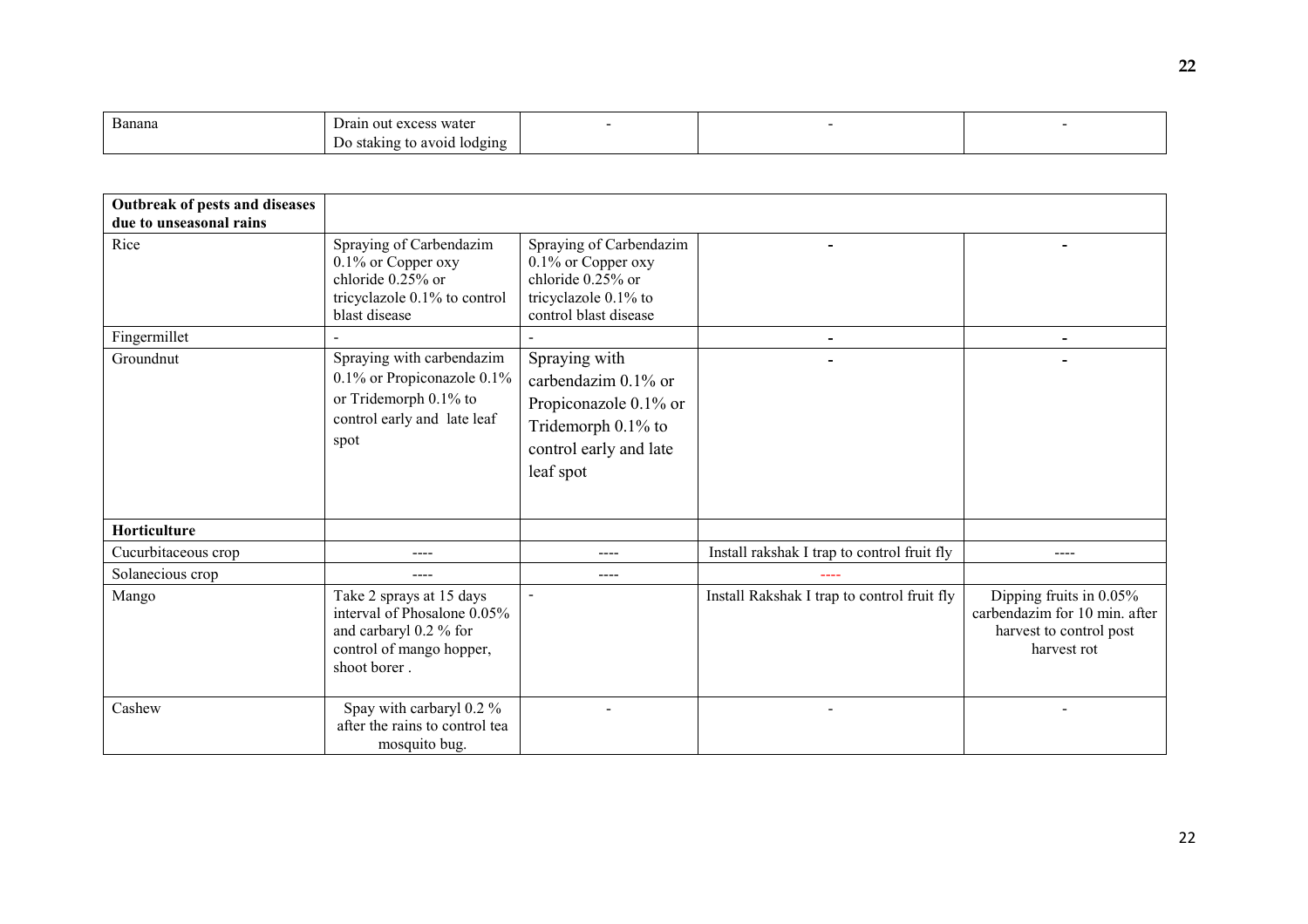| Banana | Drain out excess water<br>Do staking to avoid lodging | - | - | - |
|---|---|---|---|---|

| **Outbreak of pests and diseases due to unseasonal rains** | | | | |
|---|---|---|---|---|
| Rice | Spraying of Carbendazim 0.1% or Copper oxy chloride 0.25% or tricyclazole 0.1% to control blast disease | Spraying of Carbendazim 0.1% or Copper oxy chloride 0.25% or tricyclazole 0.1% to control blast disease | - | - |
| Fingermillet | - | - | - | - |
| Groundnut | Spraying with carbendazim 0.1% or Propiconazole 0.1% or Tridemorph 0.1% to control early and late leaf spot | Spraying with carbendazim 0.1% or Propiconazole 0.1% or Tridemorph 0.1% to control early and late leaf spot | - | - |
| **Horticulture** | | | | |
| Cucurbitaceous crop | ---- | ---- | Install rakshak I trap to control fruit fly | ---- |
| Solanecious crop | ---- | ---- | ---- | |
| Mango | Take 2 sprays at 15 days interval of Phosalone 0.05% and carbaryl 0.2 % for control of mango hopper, shoot borer . | - | Install Rakshak I trap to control fruit fly | Dipping fruits in 0.05% carbendazim for 10 min. after harvest to control post harvest rot |
| Cashew | Spay with carbaryl 0.2 % after the rains to control tea mosquito bug. | - | - | - |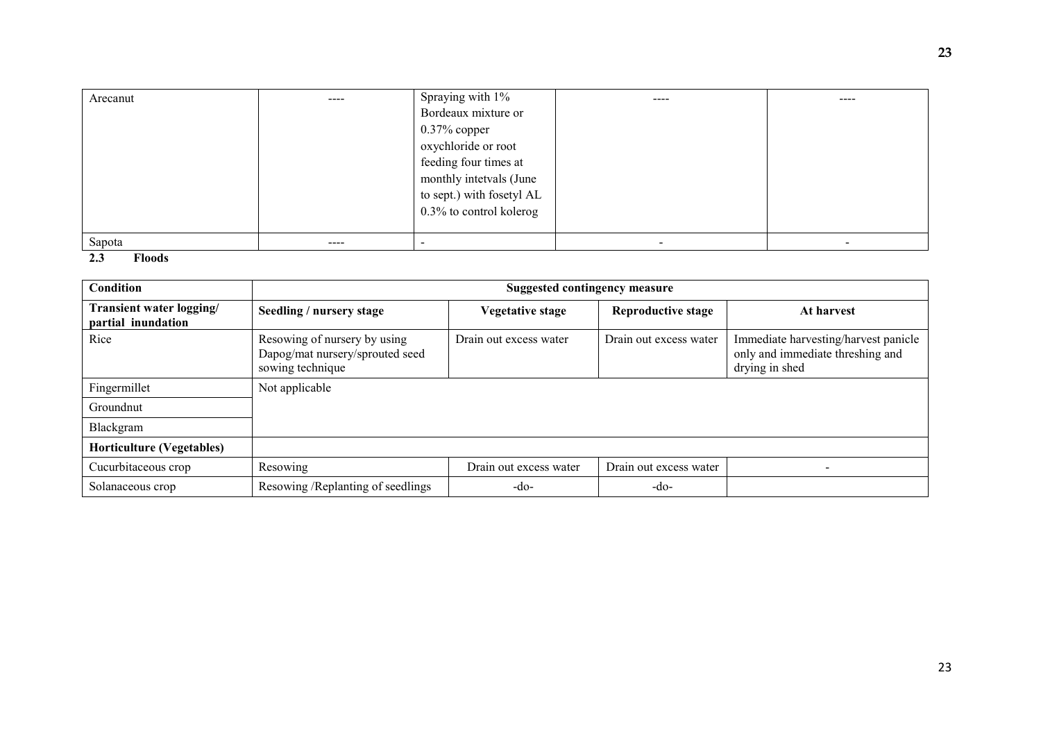| Arecanut | ---- | Spraying with 1% Bordeaux mixture or 0.37% copper oxychloride or root feeding four times at monthly intetvals (June to sept.) with fosetyl AL 0.3% to control kolerog | ---- | ---- |
|---|---|---|---|---|
| Sapota | ---- | - | - | - |

**2.3 Floods**

| Condition | Suggested contingency measure | | | |
|---|---|---|---|---|
| **Transient water logging/ partial inundation** | **Seedling / nursery stage** | **Vegetative stage** | **Reproductive stage** | **At harvest** |
| Rice | Resowing of nursery by using Dapog/mat nursery/sprouted seed sowing technique | Drain out excess water | Drain out excess water | Immediate harvesting/harvest panicle only and immediate threshing and drying in shed |
| Fingermillet | Not applicable | | | |
| Groundnut | | | | |
| Blackgram | | | | |
| **Horticulture (Vegetables)** | | | | |
| Cucurbitaceous crop | Resowing | Drain out excess water | Drain out excess water | - |
| Solanaceous crop | Resowing /Replanting of seedlings | -do- | -do- | |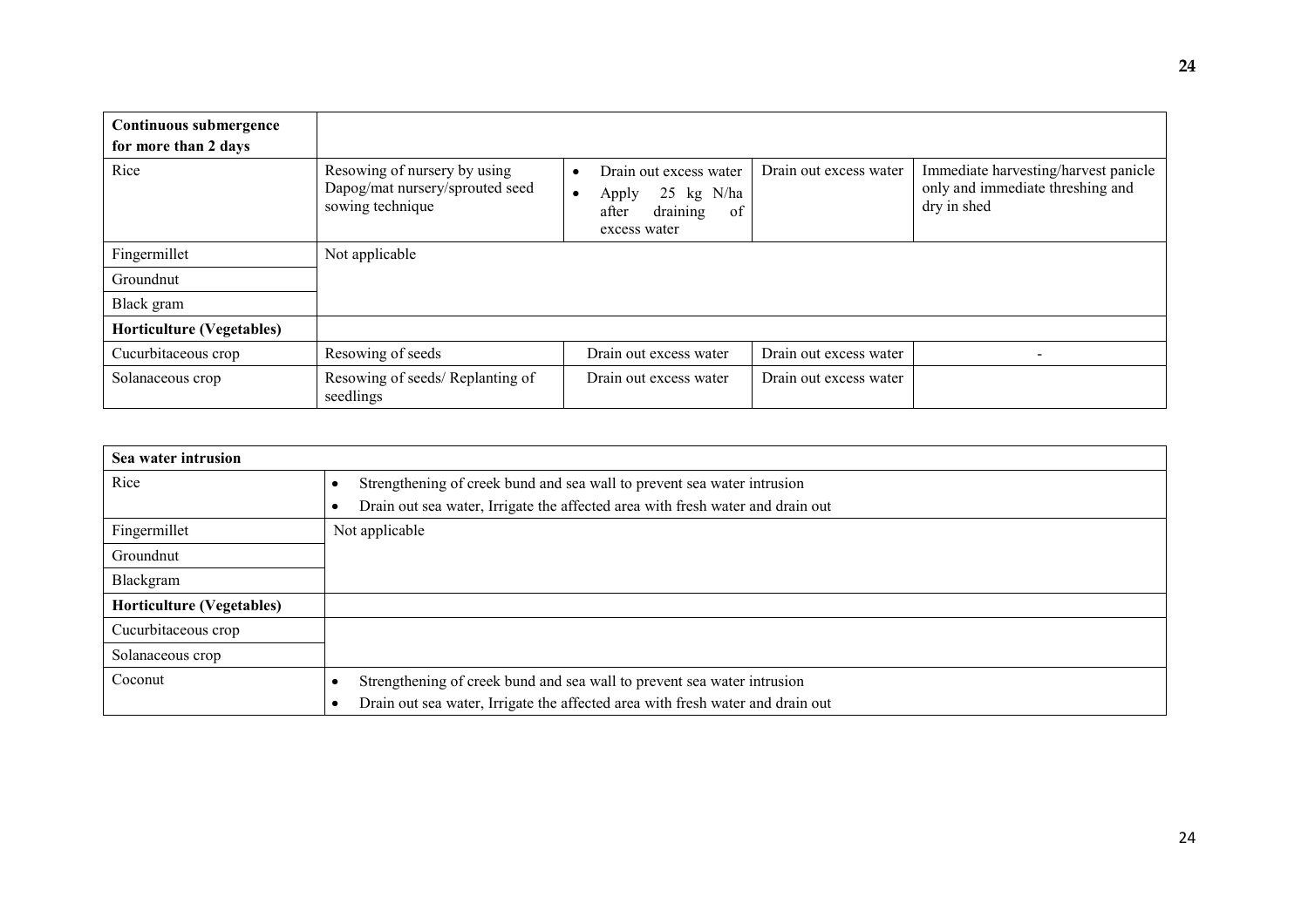| **Continuous submergence for more than 2 days** | | | | |
|---|---|---|---|---|
| Rice | Resowing of nursery by using Dapog/mat nursery/sprouted seed sowing technique | • Drain out excess water<br>• Apply 25 kg N/ha after draining of excess water | Drain out excess water | Immediate harvesting/harvest panicle only and immediate threshing and dry in shed |
| Fingermillet | Not applicable | | | |
| Groundnut | | | | |
| Black gram | | | | |
| **Horticulture (Vegetables)** | | | | |
| Cucurbitaceous crop | Resowing of seeds | Drain out excess water | Drain out excess water | - |
| Solanaceous crop | Resowing of seeds/ Replanting of seedlings | Drain out excess water | Drain out excess water | |

| **Sea water intrusion** | |
|---|---|
| Rice | • Strengthening of creek bund and sea wall to prevent sea water intrusion<br>• Drain out sea water, Irrigate the affected area with fresh water and drain out |
| Fingermillet | Not applicable |
| Groundnut | |
| Blackgram | |
| **Horticulture (Vegetables)** | |
| Cucurbitaceous crop | |
| Solanaceous crop | |
| Coconut | • Strengthening of creek bund and sea wall to prevent sea water intrusion<br>• Drain out sea water, Irrigate the affected area with fresh water and drain out |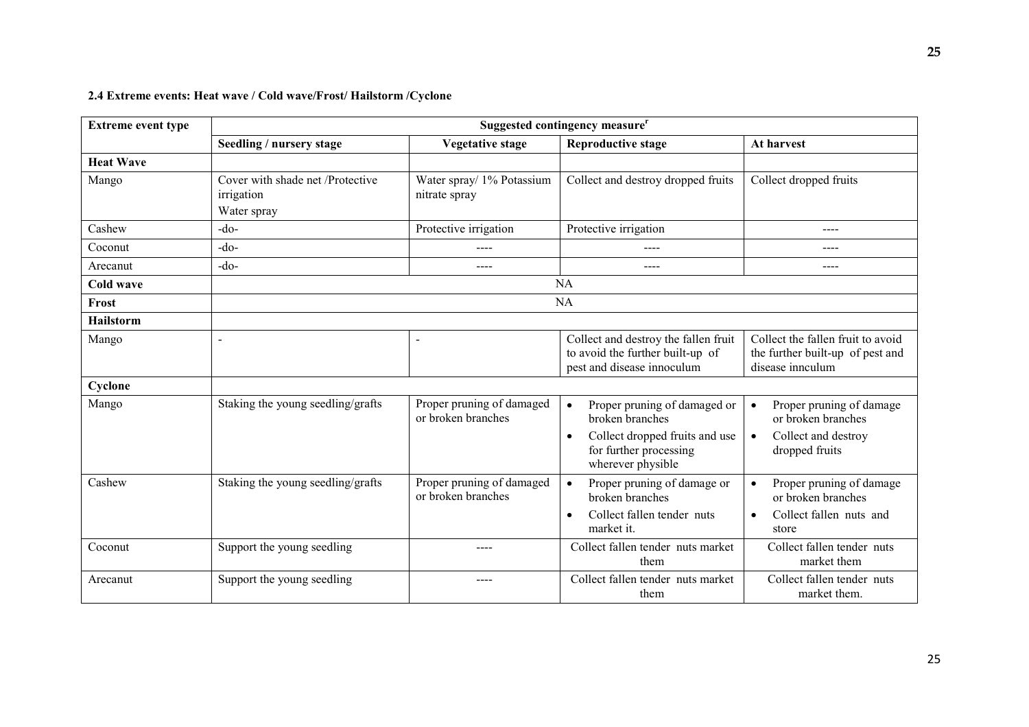**2.4 Extreme events: Heat wave / Cold wave/Frost/ Hailstorm /Cyclone**

| Extreme event type | Suggested contingency measure[r] | | | |
|---|---|---|---|---|
| | **Seedling / nursery stage** | **Vegetative stage** | **Reproductive stage** | **At harvest** |
| **Heat Wave** | | | | |
| Mango | Cover with shade net /Protective irrigation Water spray | Water spray/ 1% Potassium nitrate spray | Collect and destroy dropped fruits | Collect dropped fruits |
| Cashew | -do- | Protective irrigation | Protective irrigation | ---- |
| Coconut | -do- | ---- | ---- | ---- |
| Arecanut | -do- | ---- | ---- | ---- |
| **Cold wave** | NA | | | |
| **Frost** | NA | | | |
| **Hailstorm** | | | | |
| Mango | - | - | Collect and destroy the fallen fruit to avoid the further built-up of pest and disease innoculum | Collect the fallen fruit to avoid the further built-up of pest and disease innculum |
| **Cyclone** | | | | |
| Mango | Staking the young seedling/grafts | Proper pruning of damaged or broken branches | • Proper pruning of damaged or broken branches<br>• Collect dropped fruits and use for further processing wherever physible | • Proper pruning of damage or broken branches<br>• Collect and destroy dropped fruits |
| Cashew | Staking the young seedling/grafts | Proper pruning of damaged or broken branches | • Proper pruning of damage or broken branches<br>• Collect fallen tender nuts market it. | • Proper pruning of damage or broken branches<br>• Collect fallen nuts and store |
| Coconut | Support the young seedling | ---- | Collect fallen tender nuts market them | Collect fallen tender nuts market them |
| Arecanut | Support the young seedling | ---- | Collect fallen tender nuts market them | Collect fallen tender nuts market them. |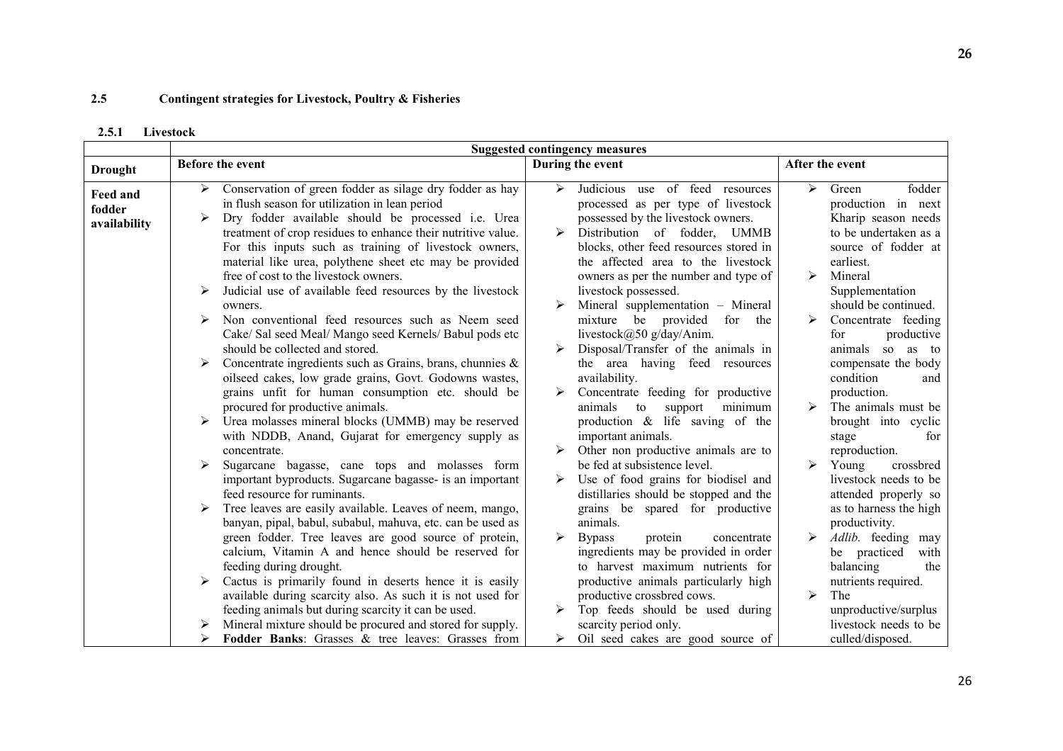## 2.5 Contingent strategies for Livestock, Poultry & Fisheries

### 2.5.1 Livestock

| | Suggested contingency measures | | |
|---|---|---|---|
| **Drought** | **Before the event** | **During the event** | **After the event** |
| **Feed and fodder availability** | ➢ Conservation of green fodder as silage dry fodder as hay in flush season for utilization in lean period<br>➢ Dry fodder available should be processed i.e. Urea treatment of crop residues to enhance their nutritive value. For this inputs such as training of livestock owners, material like urea, polythene sheet etc may be provided free of cost to the livestock owners.<br>➢ Judicial use of available feed resources by the livestock owners.<br>➢ Non conventional feed resources such as Neem seed Cake/ Sal seed Meal/ Mango seed Kernels/ Babul pods etc should be collected and stored.<br>➢ Concentrate ingredients such as Grains, brans, chunnies & oilseed cakes, low grade grains, Govt. Godowns wastes, grains unfit for human consumption etc. should be procured for productive animals.<br>➢ Urea molasses mineral blocks (UMMB) may be reserved with NDDB, Anand, Gujarat for emergency supply as concentrate.<br>➢ Sugarcane bagasse, cane tops and molasses form important byproducts. Sugarcane bagasse- is an important feed resource for ruminants.<br>➢ Tree leaves are easily available. Leaves of neem, mango, banyan, pipal, babul, subabul, mahuva, etc. can be used as green fodder. Tree leaves are good source of protein, calcium, Vitamin A and hence should be reserved for feeding during drought.<br>➢ Cactus is primarily found in deserts hence it is easily available during scarcity also. As such it is not used for feeding animals but during scarcity it can be used.<br>➢ Mineral mixture should be procured and stored for supply.<br>➢ **Fodder Banks**: Grasses & tree leaves: Grasses from | ➢ Judicious use of feed resources processed as per type of livestock possessed by the livestock owners.<br>➢ Distribution of fodder, UMMB blocks, other feed resources stored in the affected area to the livestock owners as per the number and type of livestock possessed.<br>➢ Mineral supplementation – Mineral mixture be provided for the livestock@50 g/day/Anim.<br>➢ Disposal/Transfer of the animals in the area having feed resources availability.<br>➢ Concentrate feeding for productive animals to support minimum production & life saving of the important animals.<br>➢ Other non productive animals are to be fed at subsistence level.<br>➢ Use of food grains for biodisel and distillaries should be stopped and the grains be spared for productive animals.<br>➢ Bypass protein concentrate ingredients may be provided in order to harvest maximum nutrients for productive animals particularly high productive crossbred cows.<br>➢ Top feeds should be used during scarcity period only.<br>➢ Oil seed cakes are good source of | ➢ Green fodder production in next Kharip season needs to be undertaken as a source of fodder at earliest.<br>➢ Mineral Supplementation should be continued.<br>➢ Concentrate feeding for productive animals so as to compensate the body condition and production.<br>➢ The animals must be brought into cyclic stage for reproduction.<br>➢ Young crossbred livestock needs to be attended properly so as to harness the high productivity.<br>➢ *Adlib.* feeding may be practiced with balancing the nutrients required.<br>➢ The unproductive/surplus livestock needs to be culled/disposed. |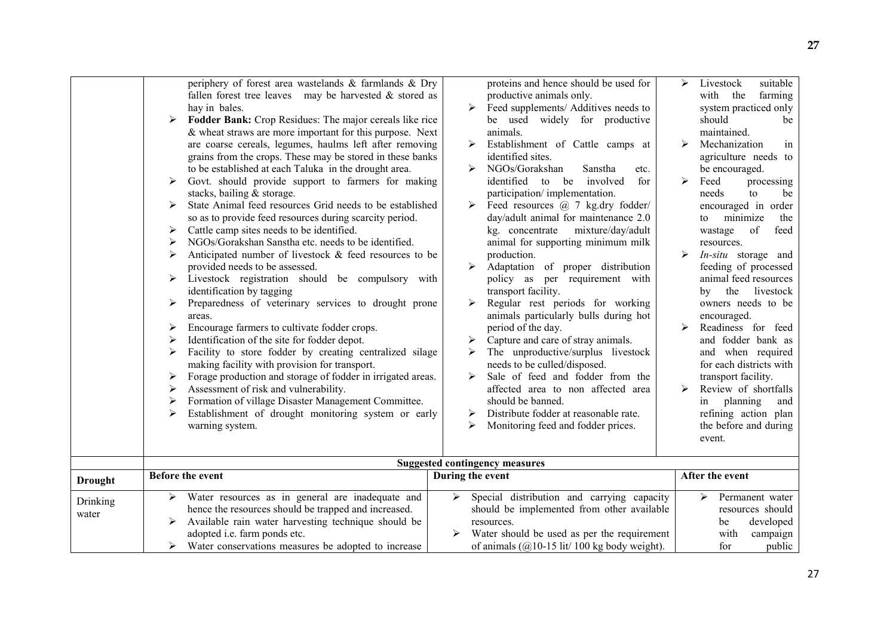|  | Before the event | During the event | After the event |
|---|---|---|---|
|  | periphery of forest area wastelands & farmlands & Dry fallen forest tree leaves may be harvested & stored as hay in bales.<br>➢ **Fodder Bank:** Crop Residues: The major cereals like rice & wheat straws are more important for this purpose. Next are coarse cereals, legumes, haulms left after removing grains from the crops. These may be stored in these banks to be established at each Taluka in the drought area.<br>➢ Govt. should provide support to farmers for making stacks, bailing & storage.<br>➢ State Animal feed resources Grid needs to be established so as to provide feed resources during scarcity period.<br>➢ Cattle camp sites needs to be identified.<br>➢ NGOs/Gorakshan Sanstha etc. needs to be identified.<br>➢ Anticipated number of livestock & feed resources to be provided needs to be assessed.<br>➢ Livestock registration should be compulsory with identification by tagging<br>➢ Preparedness of veterinary services to drought prone areas.<br>➢ Encourage farmers to cultivate fodder crops.<br>➢ Identification of the site for fodder depot.<br>➢ Facility to store fodder by creating centralized silage making facility with provision for transport.<br>➢ Forage production and storage of fodder in irrigated areas.<br>➢ Assessment of risk and vulnerability.<br>➢ Formation of village Disaster Management Committee.<br>➢ Establishment of drought monitoring system or early warning system. | proteins and hence should be used for productive animals only.<br>➢ Feed supplements/ Additives needs to be used widely for productive animals.<br>➢ Establishment of Cattle camps at identified sites.<br>➢ NGOs/Gorakshan Sanstha etc. identified to be involved for participation/ implementation.<br>➢ Feed resources @ 7 kg.dry fodder/ day/adult animal for maintenance 2.0 kg. concentrate mixture/day/adult animal for supporting minimum milk production.<br>➢ Adaptation of proper distribution policy as per requirement with transport facility.<br>➢ Regular rest periods for working animals particularly bulls during hot period of the day.<br>➢ Capture and care of stray animals.<br>➢ The unproductive/surplus livestock needs to be culled/disposed.<br>➢ Sale of feed and fodder from the affected area to non affected area should be banned.<br>➢ Distribute fodder at reasonable rate.<br>➢ Monitoring feed and fodder prices. | ➢ Livestock suitable with the farming system practiced only should be maintained.<br>➢ Mechanization in agriculture needs to be encouraged.<br>➢ Feed processing needs to be encouraged in order to minimize the wastage of feed resources.<br>➢ *In-situ* storage and feeding of processed animal feed resources by the livestock owners needs to be encouraged.<br>➢ Readiness for feed and fodder bank as and when required for each districts with transport facility.<br>➢ Review of shortfalls in planning and refining action plan the before and during event. |

|  | Suggested contingency measures | | |
|---|---|---|---|
| **Drought** | **Before the event** | **During the event** | **After the event** |
| Drinking water | ➢ Water resources as in general are inadequate and hence the resources should be trapped and increased.<br>➢ Available rain water harvesting technique should be adopted i.e. farm ponds etc.<br>➢ Water conservations measures be adopted to increase | ➢ Special distribution and carrying capacity should be implemented from other available resources.<br>➢ Water should be used as per the requirement of animals (@10-15 lit/ 100 kg body weight). | ➢ Permanent water resources should be developed with campaign for public |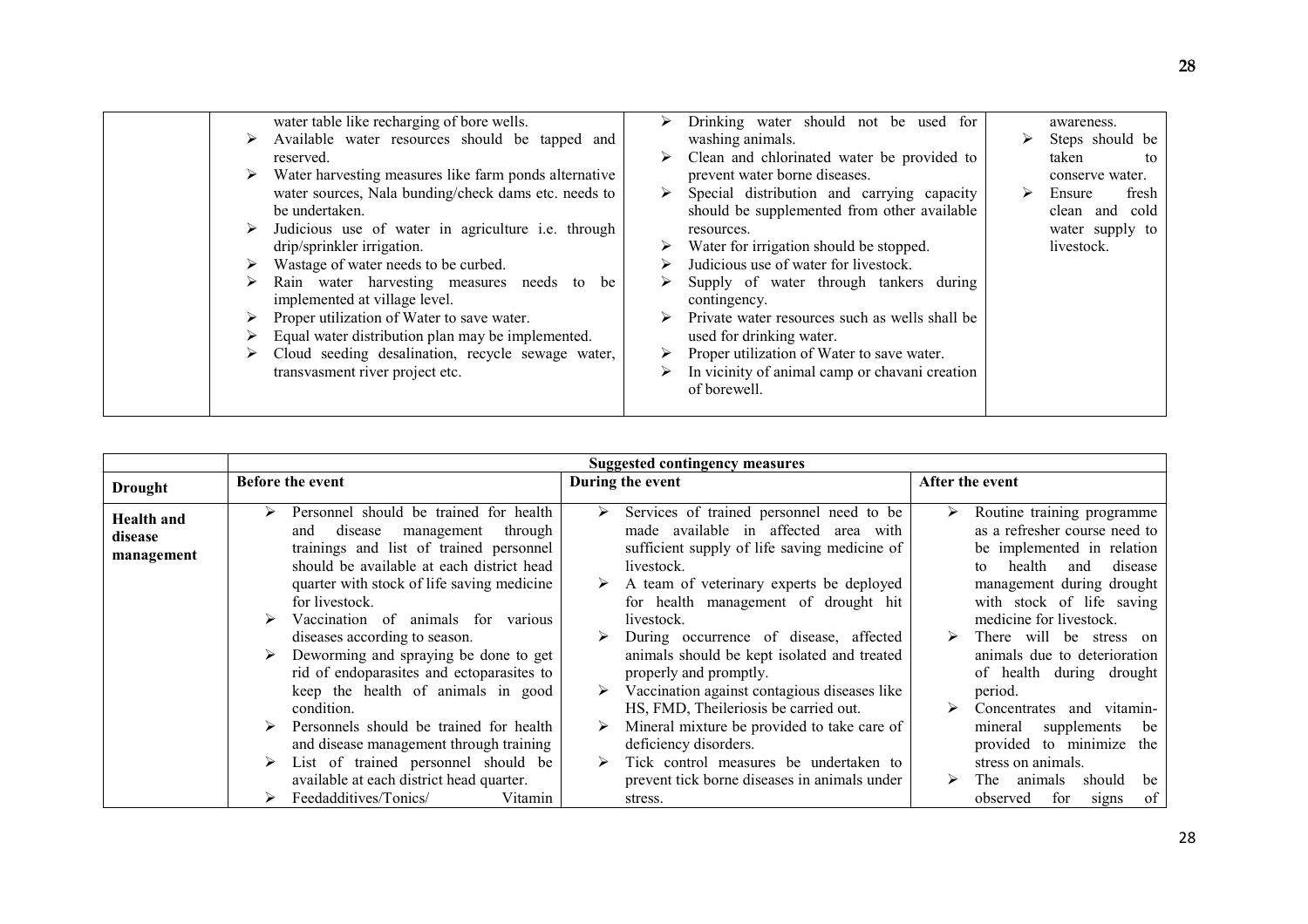| | | | |
|---|---|---|---|
| | water table like recharging of bore wells.<br>➢ Available water resources should be tapped and reserved.<br>➢ Water harvesting measures like farm ponds alternative water sources, Nala bunding/check dams etc. needs to be undertaken.<br>➢ Judicious use of water in agriculture i.e. through drip/sprinkler irrigation.<br>➢ Wastage of water needs to be curbed.<br>➢ Rain water harvesting measures needs to be implemented at village level.<br>➢ Proper utilization of Water to save water.<br>➢ Equal water distribution plan may be implemented.<br>➢ Cloud seeding desalination, recycle sewage water, transvasment river project etc. | ➢ Drinking water should not be used for washing animals.<br>➢ Clean and chlorinated water be provided to prevent water borne diseases.<br>➢ Special distribution and carrying capacity should be supplemented from other available resources.<br>➢ Water for irrigation should be stopped.<br>➢ Judicious use of water for livestock.<br>➢ Supply of water through tankers during contingency.<br>➢ Private water resources such as wells shall be used for drinking water.<br>➢ Proper utilization of Water to save water.<br>➢ In vicinity of animal camp or chavani creation of borewell. | awareness.<br>➢ Steps should be taken to conserve water.<br>➢ Ensure fresh clean and cold water supply to livestock. |

| | Suggested contingency measures | | |
|---|---|---|---|
| **Drought** | **Before the event** | **During the event** | **After the event** |
| **Health and disease management** | ➢ Personnel should be trained for health and disease management through trainings and list of trained personnel should be available at each district head quarter with stock of life saving medicine for livestock.<br>➢ Vaccination of animals for various diseases according to season.<br>➢ Deworming and spraying be done to get rid of endoparasites and ectoparasites to keep the health of animals in good condition.<br>➢ Personnels should be trained for health and disease management through training<br>➢ List of trained personnel should be available at each district head quarter.<br>➢ Feedadditives/Tonics/ Vitamin | ➢ Services of trained personnel need to be made available in affected area with sufficient supply of life saving medicine of livestock.<br>➢ A team of veterinary experts be deployed for health management of drought hit livestock.<br>➢ During occurrence of disease, affected animals should be kept isolated and treated properly and promptly.<br>➢ Vaccination against contagious diseases like HS, FMD, Theileriosis be carried out.<br>➢ Mineral mixture be provided to take care of deficiency disorders.<br>➢ Tick control measures be undertaken to prevent tick borne diseases in animals under stress. | ➢ Routine training programme as a refresher course need to be implemented in relation to health and disease management during drought with stock of life saving medicine for livestock.<br>➢ There will be stress on animals due to deterioration of health during drought period.<br>➢ Concentrates and vitamin-mineral supplements be provided to minimize the stress on animals.<br>➢ The animals should be observed for signs of |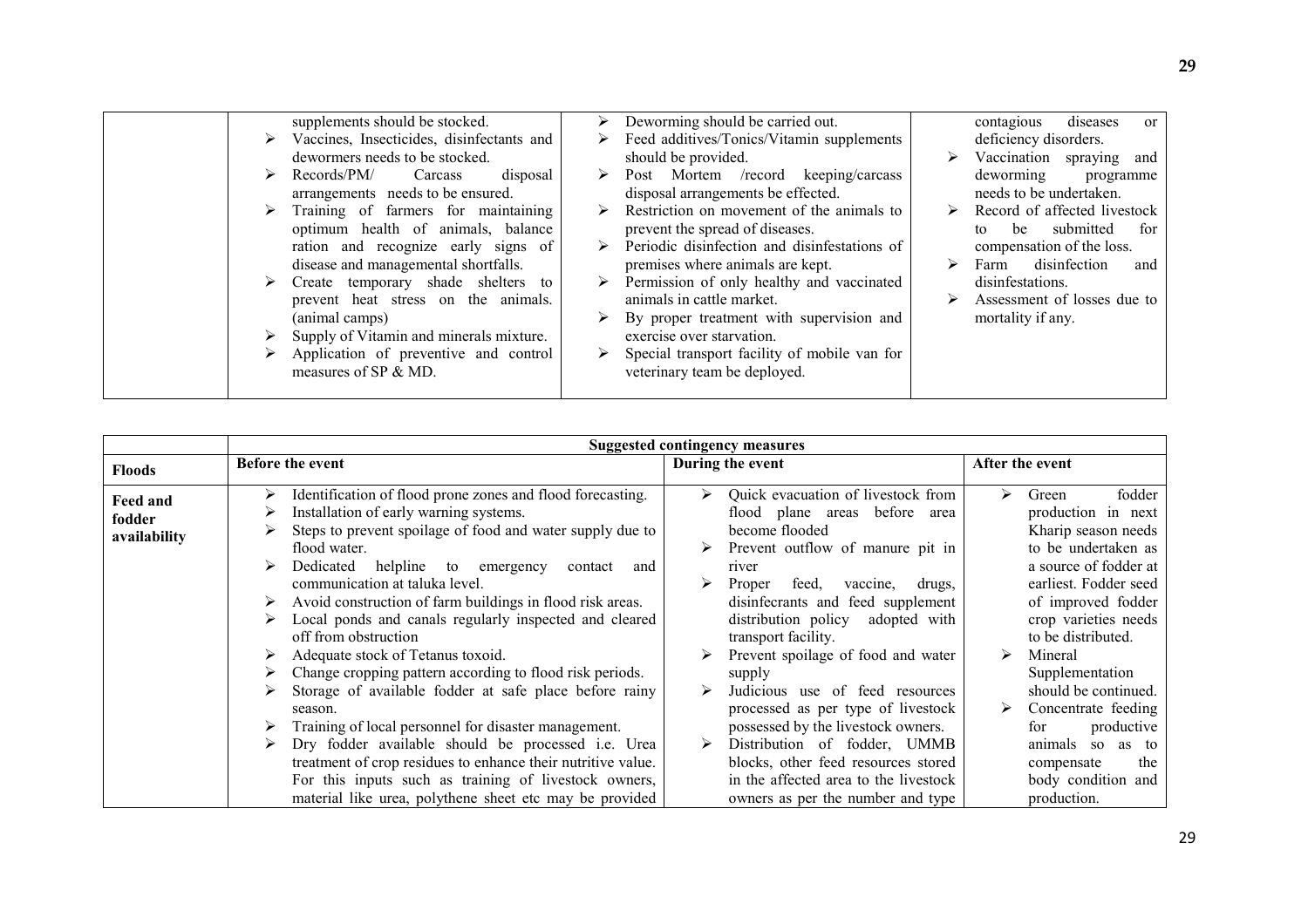| | | | |
|---|---|---|---|
| | supplements should be stocked.<br>➢ Vaccines, Insecticides, disinfectants and dewormers needs to be stocked.<br>➢ Records/PM/ Carcass disposal arrangements needs to be ensured.<br>➢ Training of farmers for maintaining optimum health of animals, balance ration and recognize early signs of disease and managemental shortfalls.<br>➢ Create temporary shade shelters to prevent heat stress on the animals. (animal camps)<br>➢ Supply of Vitamin and minerals mixture.<br>➢ Application of preventive and control measures of SP & MD. | ➢ Deworming should be carried out.<br>➢ Feed additives/Tonics/Vitamin supplements should be provided.<br>➢ Post Mortem /record keeping/carcass disposal arrangements be effected.<br>➢ Restriction on movement of the animals to prevent the spread of diseases.<br>➢ Periodic disinfection and disinfestations of premises where animals are kept.<br>➢ Permission of only healthy and vaccinated animals in cattle market.<br>➢ By proper treatment with supervision and exercise over starvation.<br>➢ Special transport facility of mobile van for veterinary team be deployed. | contagious diseases or deficiency disorders.<br>➢ Vaccination spraying and deworming programme needs to be undertaken.<br>➢ Record of affected livestock to be submitted for compensation of the loss.<br>➢ Farm disinfection and disinfestations.<br>➢ Assessment of losses due to mortality if any. |

| | **Suggested contingency measures** | | |
|---|---|---|---|
| **Floods** | **Before the event** | **During the event** | **After the event** |
| **Feed and fodder availability** | ➢ Identification of flood prone zones and flood forecasting.<br>➢ Installation of early warning systems.<br>➢ Steps to prevent spoilage of food and water supply due to flood water.<br>➢ Dedicated helpline to emergency contact and communication at taluka level.<br>➢ Avoid construction of farm buildings in flood risk areas.<br>➢ Local ponds and canals regularly inspected and cleared off from obstruction<br>➢ Adequate stock of Tetanus toxoid.<br>➢ Change cropping pattern according to flood risk periods.<br>➢ Storage of available fodder at safe place before rainy season.<br>➢ Training of local personnel for disaster management.<br>➢ Dry fodder available should be processed i.e. Urea treatment of crop residues to enhance their nutritive value. For this inputs such as training of livestock owners, material like urea, polythene sheet etc may be provided | ➢ Quick evacuation of livestock from flood plane areas before area become flooded<br>➢ Prevent outflow of manure pit in river<br>➢ Proper feed, vaccine, drugs, disinfecrants and feed supplement distribution policy adopted with transport facility.<br>➢ Prevent spoilage of food and water supply<br>➢ Judicious use of feed resources processed as per type of livestock possessed by the livestock owners.<br>➢ Distribution of fodder, UMMB blocks, other feed resources stored in the affected area to the livestock owners as per the number and type | ➢ Green fodder production in next Kharip season needs to be undertaken as a source of fodder at earliest. Fodder seed of improved fodder crop varieties needs to be distributed.<br>➢ Mineral Supplementation should be continued.<br>➢ Concentrate feeding for productive animals so as to compensate the body condition and production. |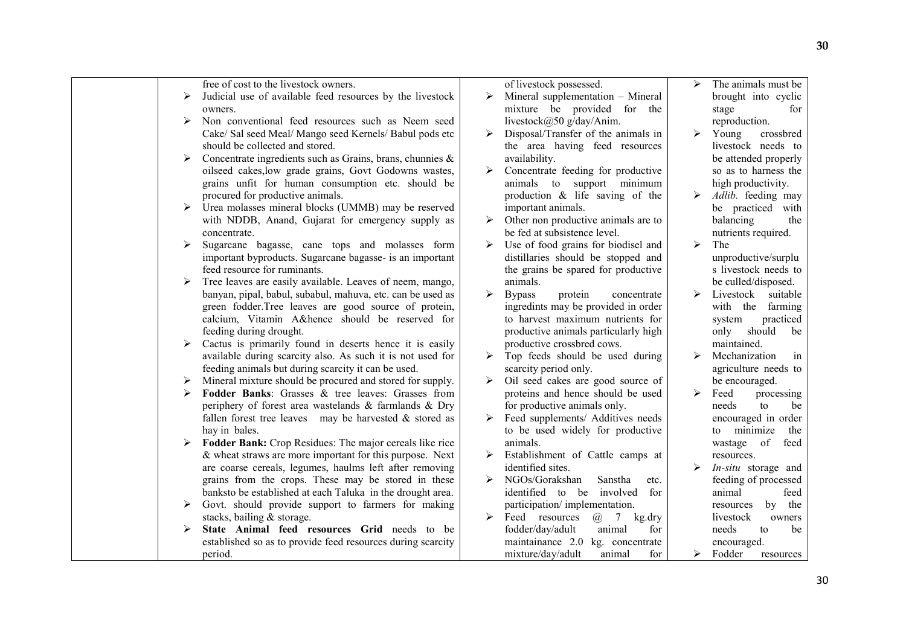| | | | |
|---|---|---|---|
| | free of cost to the livestock owners.<br>➢ Judicial use of available feed resources by the livestock owners.<br>➢ Non conventional feed resources such as Neem seed Cake/ Sal seed Meal/ Mango seed Kernels/ Babul pods etc should be collected and stored.<br>➢ Concentrate ingredients such as Grains, brans, chunnies & oilseed cakes,low grade grains, Govt Godowns wastes, grains unfit for human consumption etc. should be procured for productive animals.<br>➢ Urea molasses mineral blocks (UMMB) may be reserved with NDDB, Anand, Gujarat for emergency supply as concentrate.<br>➢ Sugarcane bagasse, cane tops and molasses form important byproducts. Sugarcane bagasse- is an important feed resource for ruminants.<br>➢ Tree leaves are easily available. Leaves of neem, mango, banyan, pipal, babul, subabul, mahuva, etc. can be used as green fodder.Tree leaves are good source of protein, calcium, Vitamin A&hence should be reserved for feeding during drought.<br>➢ Cactus is primarily found in deserts hence it is easily available during scarcity also. As such it is not used for feeding animals but during scarcity it can be used.<br>➢ Mineral mixture should be procured and stored for supply.<br>➢ **Fodder Banks**: Grasses & tree leaves: Grasses from periphery of forest area wastelands & farmlands & Dry fallen forest tree leaves may be harvested & stored as hay in bales.<br>➢ **Fodder Bank:** Crop Residues: The major cereals like rice & wheat straws are more important for this purpose. Next are coarse cereals, legumes, haulms left after removing grains from the crops. These may be stored in these banksto be established at each Taluka in the drought area.<br>➢ Govt. should provide support to farmers for making stacks, bailing & storage.<br>➢ **State Animal feed resources Grid** needs to be established so as to provide feed resources during scarcity period. | of livestock possessed.<br>➢ Mineral supplementation – Mineral mixture be provided for the livestock@50 g/day/Anim.<br>➢ Disposal/Transfer of the animals in the area having feed resources availability.<br>➢ Concentrate feeding for productive animals to support minimum production & life saving of the important animals.<br>➢ Other non productive animals are to be fed at subsistence level.<br>➢ Use of food grains for biodisel and distillaries should be stopped and the grains be spared for productive animals.<br>➢ Bypass protein concentrate ingredints may be provided in order to harvest maximum nutrients for productive animals particularly high productive crossbred cows.<br>➢ Top feeds should be used during scarcity period only.<br>➢ Oil seed cakes are good source of proteins and hence should be used for productive animals only.<br>➢ Feed supplements/ Additives needs to be used widely for productive animals.<br>➢ Establishment of Cattle camps at identified sites.<br>➢ NGOs/Gorakshan Sanstha etc. identified to be involved for participation/ implementation.<br>➢ Feed resources @ 7 kg.dry fodder/day/adult animal for maintainance 2.0 kg. concentrate mixture/day/adult animal for | ➢ The animals must be brought into cyclic stage for reproduction.<br>➢ Young crossbred livestock needs to be attended properly so as to harness the high productivity.<br>➢ *Adlib.* feeding may be practiced with balancing the nutrients required.<br>➢ The unproductive/surplus livestock needs to be culled/disposed.<br>➢ Livestock suitable with the farming system practiced only should be maintained.<br>➢ Mechanization in agriculture needs to be encouraged.<br>➢ Feed processing needs to be encouraged in order to minimize the wastage of feed resources.<br>➢ *In-situ* storage and feeding of processed animal feed resources by the livestock owners needs to be encouraged.<br>➢ Fodder resources |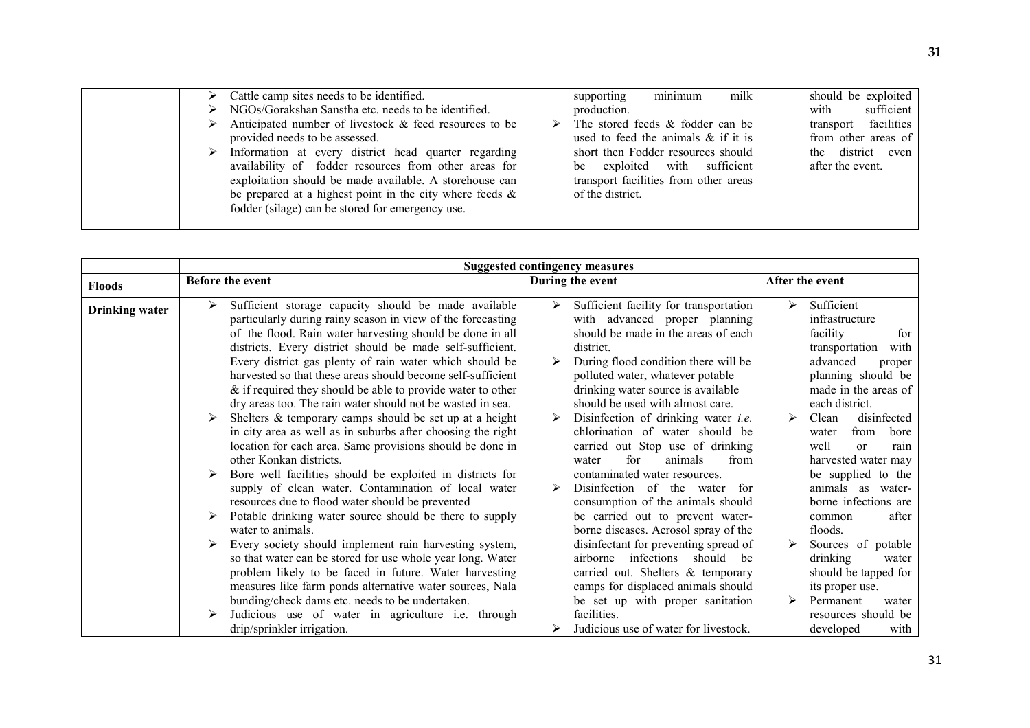| | | | |
|---|---|---|---|
| | ➢ Cattle camp sites needs to be identified.<br>➢ NGOs/Gorakshan Sanstha etc. needs to be identified.<br>➢ Anticipated number of livestock & feed resources to be provided needs to be assessed.<br>➢ Information at every district head quarter regarding availability of fodder resources from other areas for exploitation should be made available. A storehouse can be prepared at a highest point in the city where feeds & fodder (silage) can be stored for emergency use. | supporting minimum milk production.<br>➢ The stored feeds & fodder can be used to feed the animals & if it is short then Fodder resources should be exploited with sufficient transport facilities from other areas of the district. | should be exploited with sufficient transport facilities from other areas of the district even after the event. |

| | Suggested contingency measures | | |
|---|---|---|---|
| **Floods** | **Before the event** | **During the event** | **After the event** |
| **Drinking water** | ➢ Sufficient storage capacity should be made available particularly during rainy season in view of the forecasting of the flood. Rain water harvesting should be done in all districts. Every district should be made self-sufficient. Every district gas plenty of rain water which should be harvested so that these areas should become self-sufficient & if required they should be able to provide water to other dry areas too. The rain water should not be wasted in sea.<br>➢ Shelters & temporary camps should be set up at a height in city area as well as in suburbs after choosing the right location for each area. Same provisions should be done in other Konkan districts.<br>➢ Bore well facilities should be exploited in districts for supply of clean water. Contamination of local water resources due to flood water should be prevented<br>➢ Potable drinking water source should be there to supply water to animals.<br>➢ Every society should implement rain harvesting system, so that water can be stored for use whole year long. Water problem likely to be faced in future. Water harvesting measures like farm ponds alternative water sources, Nala bunding/check dams etc. needs to be undertaken.<br>➢ Judicious use of water in agriculture i.e. through drip/sprinkler irrigation. | ➢ Sufficient facility for transportation with advanced proper planning should be made in the areas of each district.<br>➢ During flood condition there will be polluted water, whatever potable drinking water source is available should be used with almost care.<br>➢ Disinfection of drinking water *i.e.* chlorination of water should be carried out Stop use of drinking water for animals from contaminated water resources.<br>➢ Disinfection of the water for consumption of the animals should be carried out to prevent water-borne diseases. Aerosol spray of the disinfectant for preventing spread of airborne infections should be carried out. Shelters & temporary camps for displaced animals should be set up with proper sanitation facilities.<br>➢ Judicious use of water for livestock. | ➢ Sufficient infrastructure facility for transportation with advanced proper planning should be made in the areas of each district.<br>➢ Clean disinfected water from bore well or rain harvested water may be supplied to the animals as water-borne infections are common after floods.<br>➢ Sources of potable drinking water should be tapped for its proper use.<br>➢ Permanent water resources should be developed with |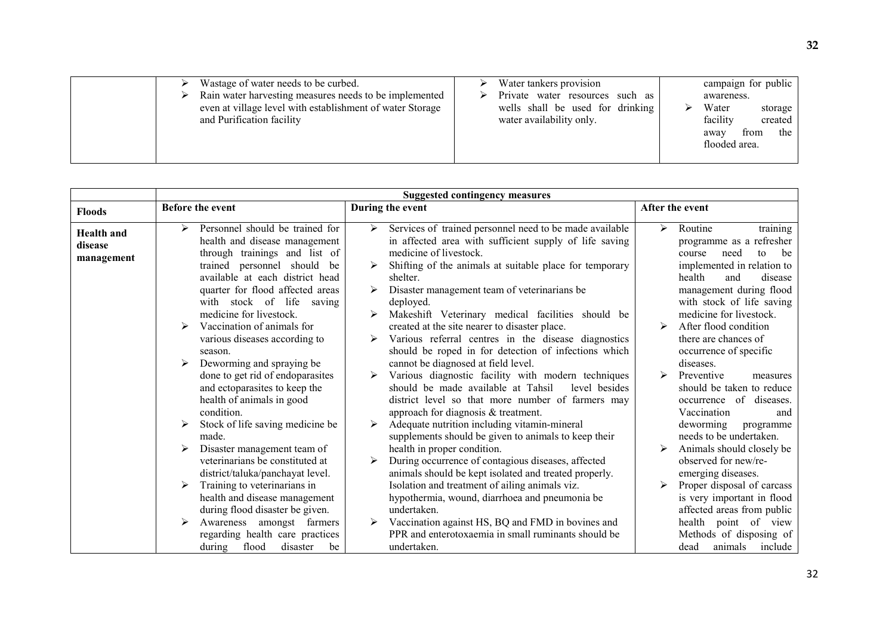| | Before the event | During the event | After the event |
|---|---|---|---|
| | ➢ Wastage of water needs to be curbed.<br>➢ Rain water harvesting measures needs to be implemented even at village level with establishment of water Storage and Purification facility | ➢ Water tankers provision<br>➢ Private water resources such as wells shall be used for drinking water availability only. | campaign for public awareness.<br>➢ Water storage facility created away from the flooded area. |

| | Suggested contingency measures | | |
|---|---|---|---|
| **Floods** | **Before the event** | **During the event** | **After the event** |
| **Health and disease management** | ➢ Personnel should be trained for health and disease management through trainings and list of trained personnel should be available at each district head quarter for flood affected areas with stock of life saving medicine for livestock.<br>➢ Vaccination of animals for various diseases according to season.<br>➢ Deworming and spraying be done to get rid of endoparasites and ectoparasites to keep the health of animals in good condition.<br>➢ Stock of life saving medicine be made.<br>➢ Disaster management team of veterinarians be constituted at district/taluka/panchayat level.<br>➢ Training to veterinarians in health and disease management during flood disaster be given.<br>➢ Awareness amongst farmers regarding health care practices during flood disaster be | ➢ Services of trained personnel need to be made available in affected area with sufficient supply of life saving medicine of livestock.<br>➢ Shifting of the animals at suitable place for temporary shelter.<br>➢ Disaster management team of veterinarians be deployed.<br>➢ Makeshift Veterinary medical facilities should be created at the site nearer to disaster place.<br>➢ Various referral centres in the disease diagnostics should be roped in for detection of infections which cannot be diagnosed at field level.<br>➢ Various diagnostic facility with modern techniques should be made available at Tahsil level besides district level so that more number of farmers may approach for diagnosis & treatment.<br>➢ Adequate nutrition including vitamin-mineral supplements should be given to animals to keep their health in proper condition.<br>➢ During occurrence of contagious diseases, affected animals should be kept isolated and treated properly. Isolation and treatment of ailing animals viz. hypothermia, wound, diarrhoea and pneumonia be undertaken.<br>➢ Vaccination against HS, BQ and FMD in bovines and PPR and enterotoxaemia in small ruminants should be undertaken. | ➢ Routine training programme as a refresher course need to be implemented in relation to health and disease management during flood with stock of life saving medicine for livestock.<br>➢ After flood condition there are chances of occurrence of specific diseases.<br>➢ Preventive measures should be taken to reduce occurrence of diseases. Vaccination and deworming programme needs to be undertaken.<br>➢ Animals should closely be observed for new/re-emerging diseases.<br>➢ Proper disposal of carcass is very important in flood affected areas from public health point of view Methods of disposing of dead animals include |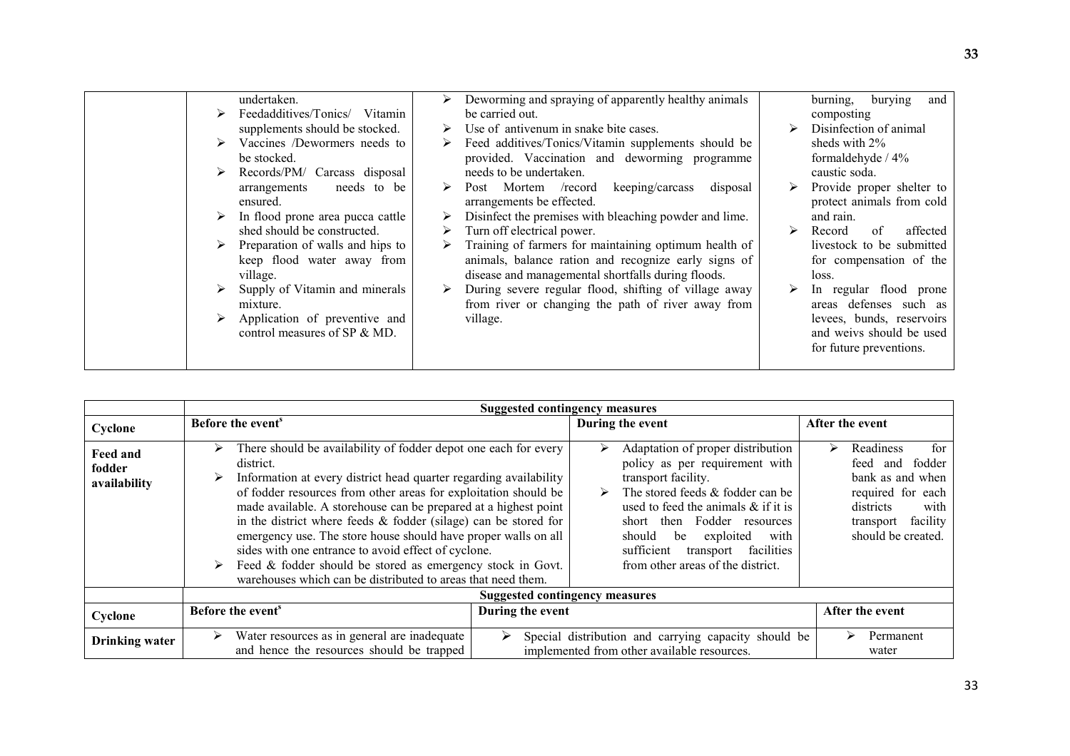| | | | |
|---|---|---|---|
| | undertaken.<br>➢ Feedadditives/Tonics/ Vitamin supplements should be stocked.<br>➢ Vaccines /Dewormers needs to be stocked.<br>➢ Records/PM/ Carcass disposal arrangements needs to be ensured.<br>➢ In flood prone area pucca cattle shed should be constructed.<br>➢ Preparation of walls and hips to keep flood water away from village.<br>➢ Supply of Vitamin and minerals mixture.<br>➢ Application of preventive and control measures of SP & MD. | ➢ Deworming and spraying of apparently healthy animals be carried out.<br>➢ Use of antivenum in snake bite cases.<br>➢ Feed additives/Tonics/Vitamin supplements should be provided. Vaccination and deworming programme needs to be undertaken.<br>➢ Post Mortem /record keeping/carcass disposal arrangements be effected.<br>➢ Disinfect the premises with bleaching powder and lime.<br>➢ Turn off electrical power.<br>➢ Training of farmers for maintaining optimum health of animals, balance ration and recognize early signs of disease and managemental shortfalls during floods.<br>➢ During severe regular flood, shifting of village away from river or changing the path of river away from village. | burning, burying and composting<br>➢ Disinfection of animal sheds with 2% formaldehyde / 4% caustic soda.<br>➢ Provide proper shelter to protect animals from cold and rain.<br>➢ Record of affected livestock to be submitted for compensation of the loss.<br>➢ In regular flood prone areas defenses such as levees, bunds, reservoirs and weivs should be used for future preventions. |

| | Suggested contingency measures | | |
|---|---|---|---|
| **Cyclone** | **Before the event[s]** | **During the event** | **After the event** |
| **Feed and fodder availability** | ➢ There should be availability of fodder depot one each for every district.<br>➢ Information at every district head quarter regarding availability of fodder resources from other areas for exploitation should be made available. A storehouse can be prepared at a highest point in the district where feeds & fodder (silage) can be stored for emergency use. The store house should have proper walls on all sides with one entrance to avoid effect of cyclone.<br>➢ Feed & fodder should be stored as emergency stock in Govt. warehouses which can be distributed to areas that need them. | ➢ Adaptation of proper distribution policy as per requirement with transport facility.<br>➢ The stored feeds & fodder can be used to feed the animals & if it is short then Fodder resources should be exploited with sufficient transport facilities from other areas of the district. | ➢ Readiness for feed and fodder bank as and when required for each districts with transport facility should be created. |

| | Suggested contingency measures | | |
|---|---|---|---|
| **Cyclone** | **Before the event[s]** | **During the event** | **After the event** |
| **Drinking water** | ➢ Water resources as in general are inadequate and hence the resources should be trapped | ➢ Special distribution and carrying capacity should be implemented from other available resources. | ➢ Permanent water |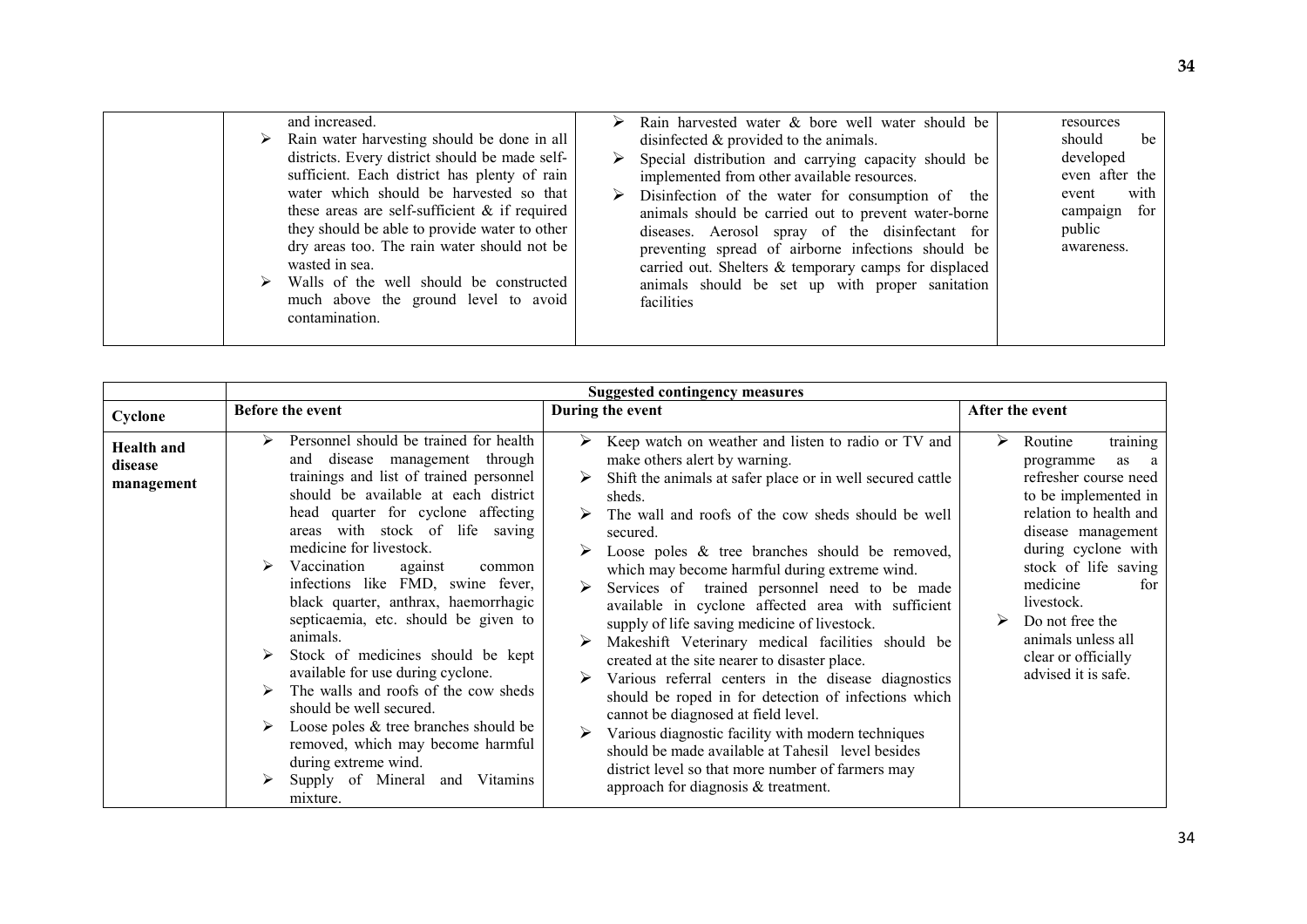| | | | |
|---|---|---|---|
| | and increased.<br>➢ Rain water harvesting should be done in all districts. Every district should be made self-sufficient. Each district has plenty of rain water which should be harvested so that these areas are self-sufficient & if required they should be able to provide water to other dry areas too. The rain water should not be wasted in sea.<br>➢ Walls of the well should be constructed much above the ground level to avoid contamination. | ➢ Rain harvested water & bore well water should be disinfected & provided to the animals.<br>➢ Special distribution and carrying capacity should be implemented from other available resources.<br>➢ Disinfection of the water for consumption of the animals should be carried out to prevent water-borne diseases. Aerosol spray of the disinfectant for preventing spread of airborne infections should be carried out. Shelters & temporary camps for displaced animals should be set up with proper sanitation facilities | resources should be developed even after the event with campaign for public awareness. |

| | Suggested contingency measures | | |
|---|---|---|---|
| **Cyclone** | **Before the event** | **During the event** | **After the event** |
| **Health and disease management** | ➢ Personnel should be trained for health and disease management through trainings and list of trained personnel should be available at each district head quarter for cyclone affecting areas with stock of life saving medicine for livestock.<br>➢ Vaccination against common infections like FMD, swine fever, black quarter, anthrax, haemorrhagic septicaemia, etc. should be given to animals.<br>➢ Stock of medicines should be kept available for use during cyclone.<br>➢ The walls and roofs of the cow sheds should be well secured.<br>➢ Loose poles & tree branches should be removed, which may become harmful during extreme wind.<br>➢ Supply of Mineral and Vitamins mixture. | ➢ Keep watch on weather and listen to radio or TV and make others alert by warning.<br>➢ Shift the animals at safer place or in well secured cattle sheds.<br>➢ The wall and roofs of the cow sheds should be well secured.<br>➢ Loose poles & tree branches should be removed, which may become harmful during extreme wind.<br>➢ Services of trained personnel need to be made available in cyclone affected area with sufficient supply of life saving medicine of livestock.<br>➢ Makeshift Veterinary medical facilities should be created at the site nearer to disaster place.<br>➢ Various referral centers in the disease diagnostics should be roped in for detection of infections which cannot be diagnosed at field level.<br>➢ Various diagnostic facility with modern techniques should be made available at Tahesil level besides district level so that more number of farmers may approach for diagnosis & treatment. | ➢ Routine training programme as a refresher course need to be implemented in relation to health and disease management during cyclone with stock of life saving medicine for livestock.<br>➢ Do not free the animals unless all clear or officially advised it is safe. |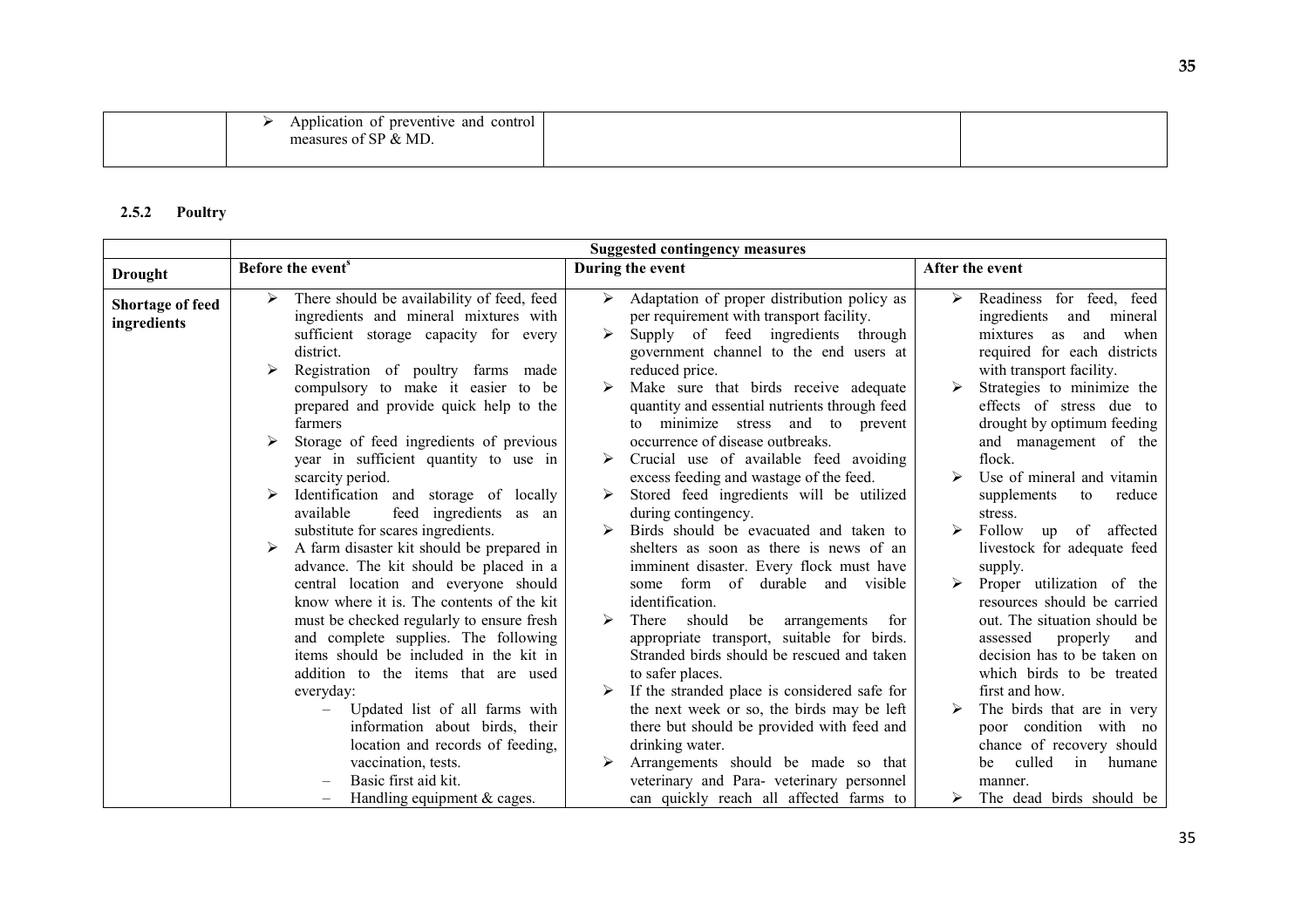| | | | |
|---|---|---|---|
| | ➢ Application of preventive and control measures of SP & MD. | | |

### 2.5.2 Poultry

| | Suggested contingency measures | | |
|---|---|---|---|
| **Drought** | **Before the event[s]** | **During the event** | **After the event** |
| **Shortage of feed ingredients** | ➢ There should be availability of feed, feed ingredients and mineral mixtures with sufficient storage capacity for every district.<br>➢ Registration of poultry farms made compulsory to make it easier to be prepared and provide quick help to the farmers<br>➢ Storage of feed ingredients of previous year in sufficient quantity to use in scarcity period.<br>➢ Identification and storage of locally available feed ingredients as an substitute for scares ingredients.<br>➢ A farm disaster kit should be prepared in advance. The kit should be placed in a central location and everyone should know where it is. The contents of the kit must be checked regularly to ensure fresh and complete supplies. The following items should be included in the kit in addition to the items that are used everyday:<br>– Updated list of all farms with information about birds, their location and records of feeding, vaccination, tests.<br>– Basic first aid kit.<br>– Handling equipment & cages. | ➢ Adaptation of proper distribution policy as per requirement with transport facility.<br>➢ Supply of feed ingredients through government channel to the end users at reduced price.<br>➢ Make sure that birds receive adequate quantity and essential nutrients through feed to minimize stress and to prevent occurrence of disease outbreaks.<br>➢ Crucial use of available feed avoiding excess feeding and wastage of the feed.<br>➢ Stored feed ingredients will be utilized during contingency.<br>➢ Birds should be evacuated and taken to shelters as soon as there is news of an imminent disaster. Every flock must have some form of durable and visible identification.<br>➢ There should be arrangements for appropriate transport, suitable for birds. Stranded birds should be rescued and taken to safer places.<br>➢ If the stranded place is considered safe for the next week or so, the birds may be left there but should be provided with feed and drinking water.<br>➢ Arrangements should be made so that veterinary and Para- veterinary personnel can quickly reach all affected farms to | ➢ Readiness for feed, feed ingredients and mineral mixtures as and when required for each districts with transport facility.<br>➢ Strategies to minimize the effects of stress due to drought by optimum feeding and management of the flock.<br>➢ Use of mineral and vitamin supplements to reduce stress.<br>➢ Follow up of affected livestock for adequate feed supply.<br>➢ Proper utilization of the resources should be carried out. The situation should be assessed properly and decision has to be taken on which birds to be treated first and how.<br>➢ The birds that are in very poor condition with no chance of recovery should be culled in humane manner.<br>➢ The dead birds should be |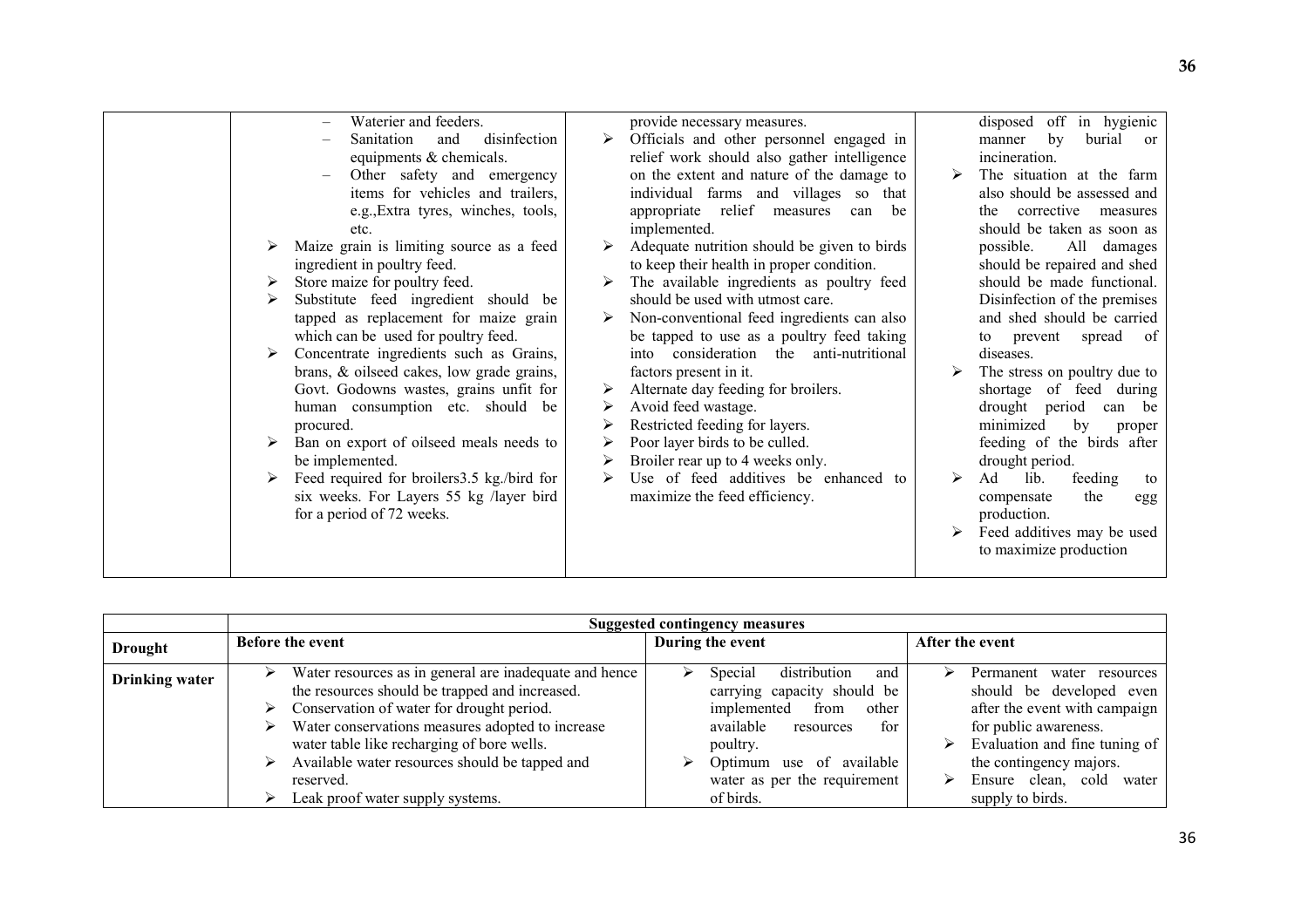| | Before the event | During the event | After the event |
|---|---|---|---|
| | – Waterier and feeders.<br>– Sanitation and disinfection equipments & chemicals.<br>– Other safety and emergency items for vehicles and trailers, e.g.,Extra tyres, winches, tools, etc.<br>➢ Maize grain is limiting source as a feed ingredient in poultry feed.<br>➢ Store maize for poultry feed.<br>➢ Substitute feed ingredient should be tapped as replacement for maize grain which can be used for poultry feed.<br>➢ Concentrate ingredients such as Grains, brans, & oilseed cakes, low grade grains, Govt. Godowns wastes, grains unfit for human consumption etc. should be procured.<br>➢ Ban on export of oilseed meals needs to be implemented.<br>➢ Feed required for broilers3.5 kg./bird for six weeks. For Layers 55 kg /layer bird for a period of 72 weeks. | provide necessary measures.<br>➢ Officials and other personnel engaged in relief work should also gather intelligence on the extent and nature of the damage to individual farms and villages so that appropriate relief measures can be implemented.<br>➢ Adequate nutrition should be given to birds to keep their health in proper condition.<br>➢ The available ingredients as poultry feed should be used with utmost care.<br>➢ Non-conventional feed ingredients can also be tapped to use as a poultry feed taking into consideration the anti-nutritional factors present in it.<br>➢ Alternate day feeding for broilers.<br>➢ Avoid feed wastage.<br>➢ Restricted feeding for layers.<br>➢ Poor layer birds to be culled.<br>➢ Broiler rear up to 4 weeks only.<br>➢ Use of feed additives be enhanced to maximize the feed efficiency. | disposed off in hygienic manner by burial or incineration.<br>➢ The situation at the farm also should be assessed and the corrective measures should be taken as soon as possible. All damages should be repaired and shed should be made functional. Disinfection of the premises and shed should be carried to prevent spread of diseases.<br>➢ The stress on poultry due to shortage of feed during drought period can be minimized by proper feeding of the birds after drought period.<br>➢ Ad lib. feeding to compensate the egg production.<br>➢ Feed additives may be used to maximize production |

| | **Suggested contingency measures** | | |
|---|---|---|---|
| **Drought** | **Before the event** | **During the event** | **After the event** |
| **Drinking water** | ➢ Water resources as in general are inadequate and hence the resources should be trapped and increased.<br>➢ Conservation of water for drought period.<br>➢ Water conservations measures adopted to increase water table like recharging of bore wells.<br>➢ Available water resources should be tapped and reserved.<br>➢ Leak proof water supply systems. | ➢ Special distribution and carrying capacity should be implemented from other available resources for poultry.<br>➢ Optimum use of available water as per the requirement of birds. | ➢ Permanent water resources should be developed even after the event with campaign for public awareness.<br>➢ Evaluation and fine tuning of the contingency majors.<br>➢ Ensure clean, cold water supply to birds. |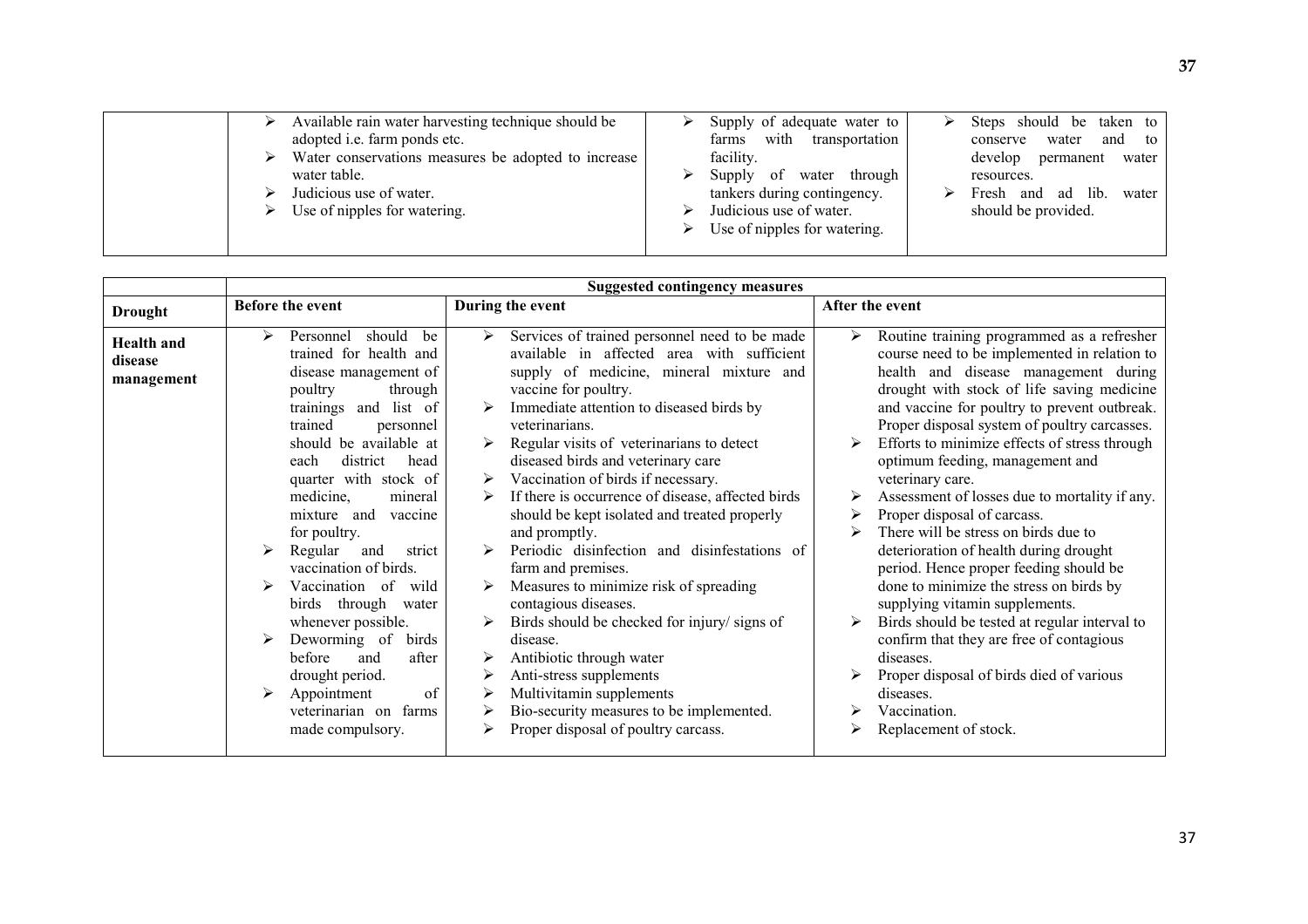| | | | |
|---|---|---|---|
| | ➢ Available rain water harvesting technique should be adopted i.e. farm ponds etc.<br>➢ Water conservations measures be adopted to increase water table.<br>➢ Judicious use of water.<br>➢ Use of nipples for watering. | ➢ Supply of adequate water to farms with transportation facility.<br>➢ Supply of water through tankers during contingency.<br>➢ Judicious use of water.<br>➢ Use of nipples for watering. | ➢ Steps should be taken to conserve water and to develop permanent water resources.<br>➢ Fresh and ad lib. water should be provided. |

| | Suggested contingency measures | | |
|---|---|---|---|
| **Drought** | **Before the event** | **During the event** | **After the event** |
| **Health and disease management** | ➢ Personnel should be trained for health and disease management of poultry through trainings and list of trained personnel should be available at each district head quarter with stock of medicine, mineral mixture and vaccine for poultry.<br>➢ Regular and strict vaccination of birds.<br>➢ Vaccination of wild birds through water whenever possible.<br>➢ Deworming of birds before and after drought period.<br>➢ Appointment of veterinarian on farms made compulsory. | ➢ Services of trained personnel need to be made available in affected area with sufficient supply of medicine, mineral mixture and vaccine for poultry.<br>➢ Immediate attention to diseased birds by veterinarians.<br>➢ Regular visits of veterinarians to detect diseased birds and veterinary care<br>➢ Vaccination of birds if necessary.<br>➢ If there is occurrence of disease, affected birds should be kept isolated and treated properly and promptly.<br>➢ Periodic disinfection and disinfestations of farm and premises.<br>➢ Measures to minimize risk of spreading contagious diseases.<br>➢ Birds should be checked for injury/ signs of disease.<br>➢ Antibiotic through water<br>➢ Anti-stress supplements<br>➢ Multivitamin supplements<br>➢ Bio-security measures to be implemented.<br>➢ Proper disposal of poultry carcass. | ➢ Routine training programmed as a refresher course need to be implemented in relation to health and disease management during drought with stock of life saving medicine and vaccine for poultry to prevent outbreak. Proper disposal system of poultry carcasses.<br>➢ Efforts to minimize effects of stress through optimum feeding, management and veterinary care.<br>➢ Assessment of losses due to mortality if any.<br>➢ Proper disposal of carcass.<br>➢ There will be stress on birds due to deterioration of health during drought period. Hence proper feeding should be done to minimize the stress on birds by supplying vitamin supplements.<br>➢ Birds should be tested at regular interval to confirm that they are free of contagious diseases.<br>➢ Proper disposal of birds died of various diseases.<br>➢ Vaccination.<br>➢ Replacement of stock. |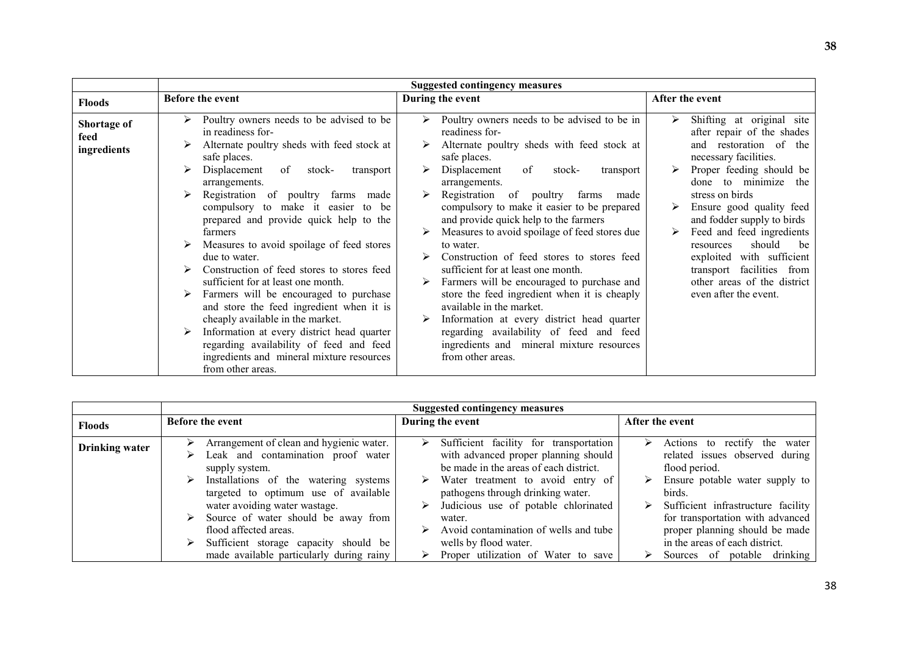| | Suggested contingency measures | | |
|---|---|---|---|
| **Floods** | **Before the event** | **During the event** | **After the event** |
| **Shortage of feed ingredients** | ➢ Poultry owners needs to be advised to be in readiness for-<br>➢ Alternate poultry sheds with feed stock at safe places.<br>➢ Displacement of stock- transport arrangements.<br>➢ Registration of poultry farms made compulsory to make it easier to be prepared and provide quick help to the farmers<br>➢ Measures to avoid spoilage of feed stores due to water.<br>➢ Construction of feed stores to stores feed sufficient for at least one month.<br>➢ Farmers will be encouraged to purchase and store the feed ingredient when it is cheaply available in the market.<br>➢ Information at every district head quarter regarding availability of feed and feed ingredients and mineral mixture resources from other areas. | ➢ Poultry owners needs to be advised to be in readiness for-<br>➢ Alternate poultry sheds with feed stock at safe places.<br>➢ Displacement of stock- transport arrangements.<br>➢ Registration of poultry farms made compulsory to make it easier to be prepared and provide quick help to the farmers<br>➢ Measures to avoid spoilage of feed stores due to water.<br>➢ Construction of feed stores to stores feed sufficient for at least one month.<br>➢ Farmers will be encouraged to purchase and store the feed ingredient when it is cheaply available in the market.<br>➢ Information at every district head quarter regarding availability of feed and feed ingredients and mineral mixture resources from other areas. | ➢ Shifting at original site after repair of the shades and restoration of the necessary facilities.<br>➢ Proper feeding should be done to minimize the stress on birds<br>➢ Ensure good quality feed and fodder supply to birds<br>➢ Feed and feed ingredients resources should be exploited with sufficient transport facilities from other areas of the district even after the event. |

| | Suggested contingency measures | | |
|---|---|---|---|
| **Floods** | **Before the event** | **During the event** | **After the event** |
| **Drinking water** | ➢ Arrangement of clean and hygienic water.<br>➢ Leak and contamination proof water supply system.<br>➢ Installations of the watering systems targeted to optimum use of available water avoiding water wastage.<br>➢ Source of water should be away from flood affected areas.<br>➢ Sufficient storage capacity should be made available particularly during rainy | ➢ Sufficient facility for transportation with advanced proper planning should be made in the areas of each district.<br>➢ Water treatment to avoid entry of pathogens through drinking water.<br>➢ Judicious use of potable chlorinated water.<br>➢ Avoid contamination of wells and tube wells by flood water.<br>➢ Proper utilization of Water to save | ➢ Actions to rectify the water related issues observed during flood period.<br>➢ Ensure potable water supply to birds.<br>➢ Sufficient infrastructure facility for transportation with advanced proper planning should be made in the areas of each district.<br>➢ Sources of potable drinking |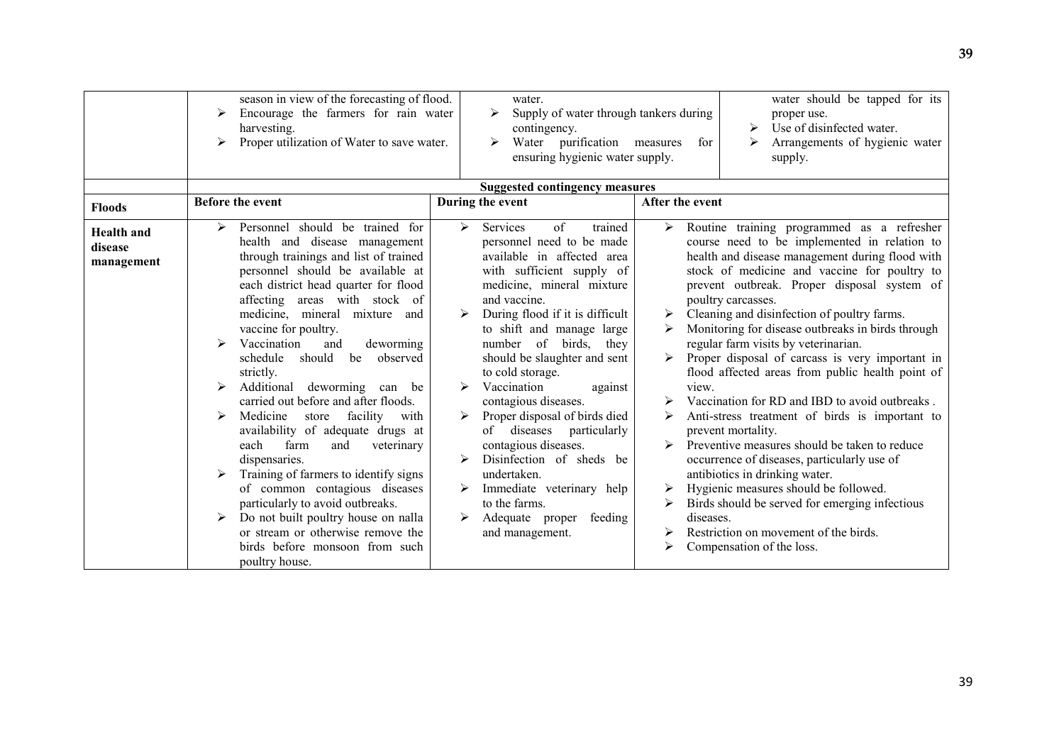| | | | |
|---|---|---|---|
| | ➢ season in view of the forecasting of flood.<br>➢ Encourage the farmers for rain water harvesting.<br>➢ Proper utilization of Water to save water. | water.<br>➢ Supply of water through tankers during contingency.<br>➢ Water purification measures for ensuring hygienic water supply. | water should be tapped for its proper use.<br>➢ Use of disinfected water.<br>➢ Arrangements of hygienic water supply. |

| | Suggested contingency measures | | |
|---|---|---|---|
| **Floods** | **Before the event** | **During the event** | **After the event** |
| **Health and disease management** | ➢ Personnel should be trained for health and disease management through trainings and list of trained personnel should be available at each district head quarter for flood affecting areas with stock of medicine, mineral mixture and vaccine for poultry.<br>➢ Vaccination and deworming schedule should be observed strictly.<br>➢ Additional deworming can be carried out before and after floods.<br>➢ Medicine store facility with availability of adequate drugs at each farm and veterinary dispensaries.<br>➢ Training of farmers to identify signs of common contagious diseases particularly to avoid outbreaks.<br>➢ Do not built poultry house on nalla or stream or otherwise remove the birds before monsoon from such poultry house. | ➢ Services of trained personnel need to be made available in affected area with sufficient supply of medicine, mineral mixture and vaccine.<br>➢ During flood if it is difficult to shift and manage large number of birds, they should be slaughter and sent to cold storage.<br>➢ Vaccination against contagious diseases.<br>➢ Proper disposal of birds died of diseases particularly contagious diseases.<br>➢ Disinfection of sheds be undertaken.<br>➢ Immediate veterinary help to the farms.<br>➢ Adequate proper feeding and management. | ➢ Routine training programmed as a refresher course need to be implemented in relation to health and disease management during flood with stock of medicine and vaccine for poultry to prevent outbreak. Proper disposal system of poultry carcasses.<br>➢ Cleaning and disinfection of poultry farms.<br>➢ Monitoring for disease outbreaks in birds through regular farm visits by veterinarian.<br>➢ Proper disposal of carcass is very important in flood affected areas from public health point of view.<br>➢ Vaccination for RD and IBD to avoid outbreaks .<br>➢ Anti-stress treatment of birds is important to prevent mortality.<br>➢ Preventive measures should be taken to reduce occurrence of diseases, particularly use of antibiotics in drinking water.<br>➢ Hygienic measures should be followed.<br>➢ Birds should be served for emerging infectious diseases.<br>➢ Restriction on movement of the birds.<br>➢ Compensation of the loss. |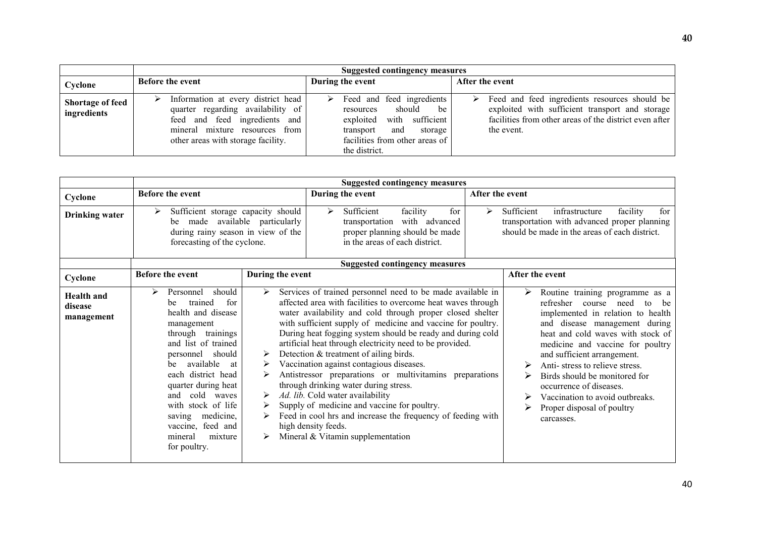| | Suggested contingency measures | | |
|---|---|---|---|
| **Cyclone** | **Before the event** | **During the event** | **After the event** |
| **Shortage of feed ingredients** | ➢ Information at every district head quarter regarding availability of feed and feed ingredients and mineral mixture resources from other areas with storage facility. | ➢ Feed and feed ingredients resources should be exploited with sufficient transport and storage facilities from other areas of the district. | ➢ Feed and feed ingredients resources should be exploited with sufficient transport and storage facilities from other areas of the district even after the event. |

| | Suggested contingency measures | | |
|---|---|---|---|
| **Cyclone** | **Before the event** | **During the event** | **After the event** |
| **Drinking water** | ➢ Sufficient storage capacity should be made available particularly during rainy season in view of the forecasting of the cyclone. | ➢ Sufficient facility for transportation with advanced proper planning should be made in the areas of each district. | ➢ Sufficient infrastructure facility for transportation with advanced proper planning should be made in the areas of each district. |

| | Suggested contingency measures | | |
|---|---|---|---|
| **Cyclone** | **Before the event** | **During the event** | **After the event** |
| **Health and disease management** | ➢ Personnel should be trained for health and disease management through trainings and list of trained personnel should be available at each district head quarter during heat and cold waves with stock of life saving medicine, vaccine, feed and mineral mixture for poultry. | ➢ Services of trained personnel need to be made available in affected area with facilities to overcome heat waves through water availability and cold through proper closed shelter with sufficient supply of medicine and vaccine for poultry. During heat fogging system should be ready and during cold artificial heat through electricity need to be provided.<br>➢ Detection & treatment of ailing birds.<br>➢ Vaccination against contagious diseases.<br>➢ Antistressor preparations or multivitamins preparations through drinking water during stress.<br>➢ *Ad. lib.* Cold water availability<br>➢ Supply of medicine and vaccine for poultry.<br>➢ Feed in cool hrs and increase the frequency of feeding with high density feeds.<br>➢ Mineral & Vitamin supplementation | ➢ Routine training programme as a refresher course need to be implemented in relation to health and disease management during heat and cold waves with stock of medicine and vaccine for poultry and sufficient arrangement.<br>➢ Anti- stress to relieve stress.<br>➢ Birds should be monitored for occurrence of diseases.<br>➢ Vaccination to avoid outbreaks.<br>➢ Proper disposal of poultry carcasses. |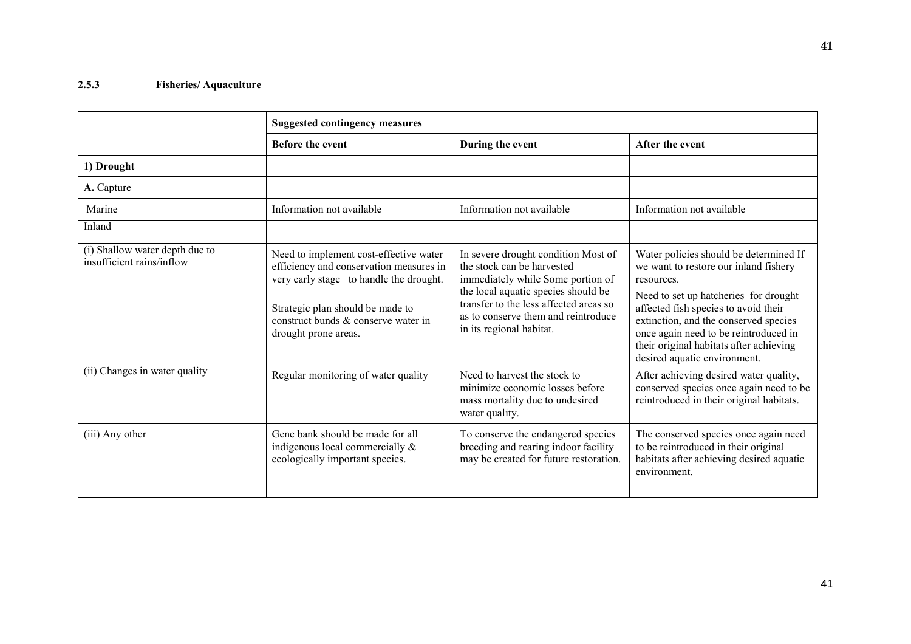### 2.5.3 Fisheries/ Aquaculture

| | Suggested contingency measures | | |
|---|---|---|---|
| | **Before the event** | **During the event** | **After the event** |
| **1) Drought** | | | |
| **A.** Capture | | | |
| Marine | Information not available | Information not available | Information not available |
| Inland | | | |
| (i) Shallow water depth due to insufficient rains/inflow | Need to implement cost-effective water efficiency and conservation measures in very early stage to handle the drought.<br><br>Strategic plan should be made to construct bunds & conserve water in drought prone areas. | In severe drought condition Most of the stock can be harvested immediately while Some portion of the local aquatic species should be transfer to the less affected areas so as to conserve them and reintroduce in its regional habitat. | Water policies should be determined If we want to restore our inland fishery resources.<br><br>Need to set up hatcheries for drought affected fish species to avoid their extinction, and the conserved species once again need to be reintroduced in their original habitats after achieving desired aquatic environment. |
| (ii) Changes in water quality | Regular monitoring of water quality | Need to harvest the stock to minimize economic losses before mass mortality due to undesired water quality. | After achieving desired water quality, conserved species once again need to be reintroduced in their original habitats. |
| (iii) Any other | Gene bank should be made for all indigenous local commercially & ecologically important species. | To conserve the endangered species breeding and rearing indoor facility may be created for future restoration. | The conserved species once again need to be reintroduced in their original habitats after achieving desired aquatic environment. |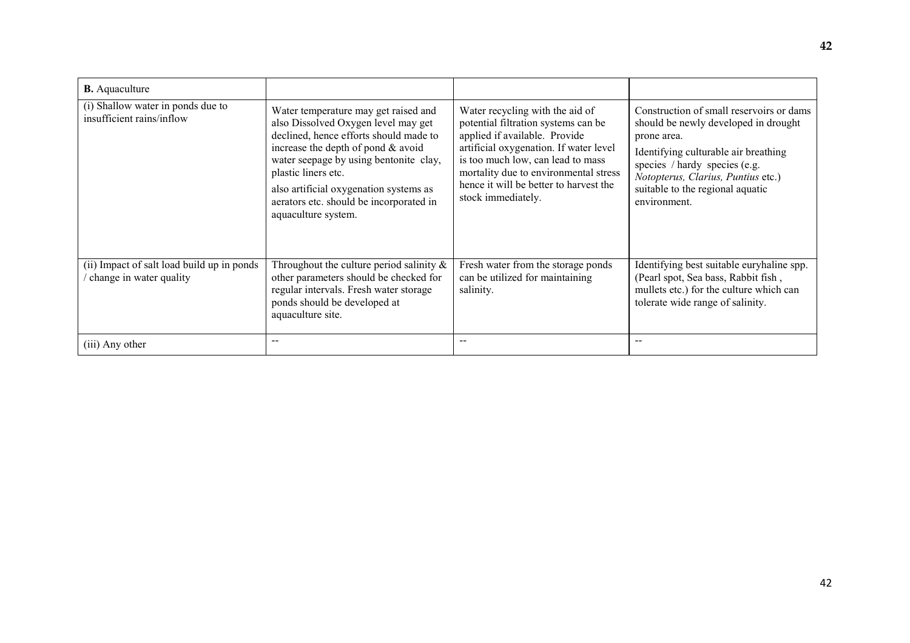| **B.** Aquaculture | | | |
|---|---|---|---|
| (i) Shallow water in ponds due to insufficient rains/inflow | Water temperature may get raised and also Dissolved Oxygen level may get declined, hence efforts should made to increase the depth of pond & avoid water seepage by using bentonite clay, plastic liners etc. also artificial oxygenation systems as aerators etc. should be incorporated in aquaculture system. | Water recycling with the aid of potential filtration systems can be applied if available. Provide artificial oxygenation. If water level is too much low, can lead to mass mortality due to environmental stress hence it will be better to harvest the stock immediately. | Construction of small reservoirs or dams should be newly developed in drought prone area. Identifying culturable air breathing species / hardy species (e.g. *Notopterus, Clarius, Puntius* etc.) suitable to the regional aquatic environment. |
| (ii) Impact of salt load build up in ponds / change in water quality | Throughout the culture period salinity & other parameters should be checked for regular intervals. Fresh water storage ponds should be developed at aquaculture site. | Fresh water from the storage ponds can be utilized for maintaining salinity. | Identifying best suitable euryhaline spp. (Pearl spot, Sea bass, Rabbit fish , mullets etc.) for the culture which can tolerate wide range of salinity. |
| (iii) Any other | -- | -- | -- |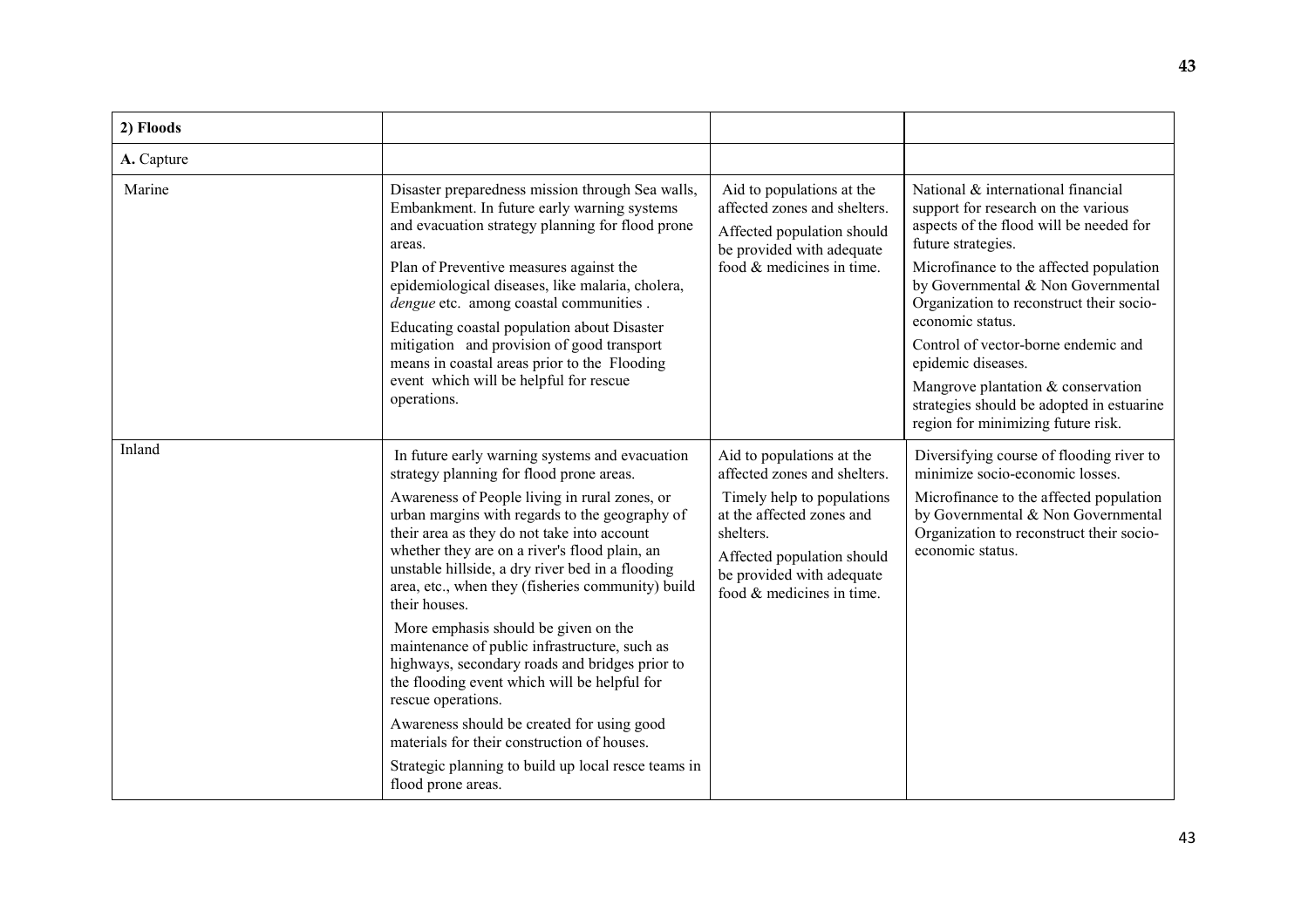| 2) Floods | | | |
|---|---|---|---|
| **A.** Capture | | | |
| Marine | Disaster preparedness mission through Sea walls, Embankment. In future early warning systems and evacuation strategy planning for flood prone areas.<br><br>Plan of Preventive measures against the epidemiological diseases, like malaria, cholera, *dengue* etc. among coastal communities .<br><br>Educating coastal population about Disaster mitigation and provision of good transport means in coastal areas prior to the Flooding event which will be helpful for rescue operations. | Aid to populations at the affected zones and shelters.<br><br>Affected population should be provided with adequate food & medicines in time. | National & international financial support for research on the various aspects of the flood will be needed for future strategies.<br><br>Microfinance to the affected population by Governmental & Non Governmental Organization to reconstruct their socio-economic status.<br><br>Control of vector-borne endemic and epidemic diseases.<br><br>Mangrove plantation & conservation strategies should be adopted in estuarine region for minimizing future risk. |
| Inland | In future early warning systems and evacuation strategy planning for flood prone areas.<br><br>Awareness of People living in rural zones, or urban margins with regards to the geography of their area as they do not take into account whether they are on a river's flood plain, an unstable hillside, a dry river bed in a flooding area, etc., when they (fisheries community) build their houses.<br><br>More emphasis should be given on the maintenance of public infrastructure, such as highways, secondary roads and bridges prior to the flooding event which will be helpful for rescue operations.<br><br>Awareness should be created for using good materials for their construction of houses.<br><br>Strategic planning to build up local resce teams in flood prone areas. | Aid to populations at the affected zones and shelters.<br><br>Timely help to populations at the affected zones and shelters.<br><br>Affected population should be provided with adequate food & medicines in time. | Diversifying course of flooding river to minimize socio-economic losses.<br><br>Microfinance to the affected population by Governmental & Non Governmental Organization to reconstruct their socio-economic status. |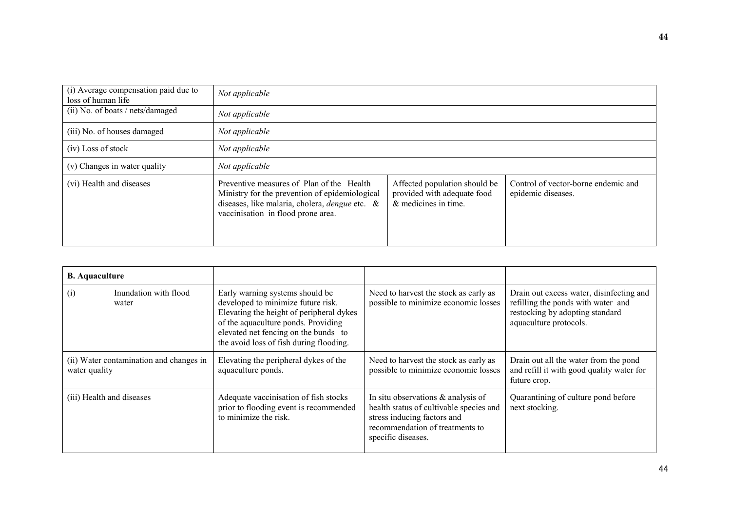| | | | |
|---|---|---|---|
| (i) Average compensation paid due to loss of human life | *Not applicable* | | |
| (ii) No. of boats / nets/damaged | *Not applicable* | | |
| (iii) No. of houses damaged | *Not applicable* | | |
| (iv) Loss of stock | *Not applicable* | | |
| (v) Changes in water quality | *Not applicable* | | |
| (vi) Health and diseases | Preventive measures of Plan of the Health Ministry for the prevention of epidemiological diseases, like malaria, cholera, *dengue* etc. & vaccinisation in flood prone area. | Affected population should be provided with adequate food & medicines in time. | Control of vector-borne endemic and epidemic diseases. |

| **B. Aquaculture** | | | |
|---|---|---|---|
| (i) Inundation with flood water | Early warning systems should be developed to minimize future risk. Elevating the height of peripheral dykes of the aquaculture ponds. Providing elevated net fencing on the bunds to the avoid loss of fish during flooding. | Need to harvest the stock as early as possible to minimize economic losses | Drain out excess water, disinfecting and refilling the ponds with water and restocking by adopting standard aquaculture protocols. |
| (ii) Water contamination and changes in water quality | Elevating the peripheral dykes of the aquaculture ponds. | Need to harvest the stock as early as possible to minimize economic losses | Drain out all the water from the pond and refill it with good quality water for future crop. |
| (iii) Health and diseases | Adequate vaccinisation of fish stocks prior to flooding event is recommended to minimize the risk. | In situ observations & analysis of health status of cultivable species and stress inducing factors and recommendation of treatments to specific diseases. | Quarantining of culture pond before next stocking. |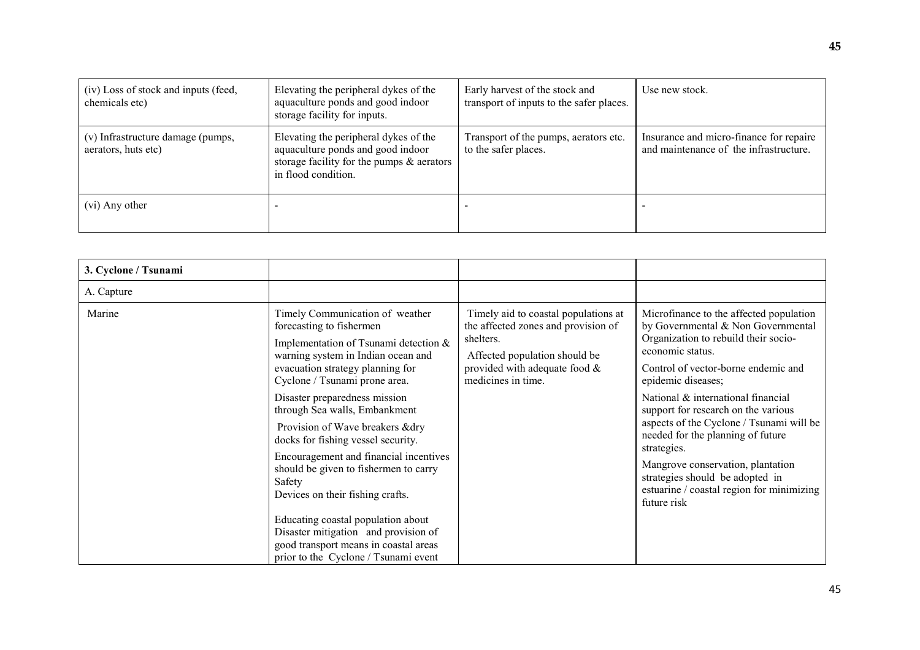| (iv) Loss of stock and inputs (feed, chemicals etc) | Elevating the peripheral dykes of the aquaculture ponds and good indoor storage facility for inputs. | Early harvest of the stock and transport of inputs to the safer places. | Use new stock. |
|---|---|---|---|
| (v) Infrastructure damage (pumps, aerators, huts etc) | Elevating the peripheral dykes of the aquaculture ponds and good indoor storage facility for the pumps & aerators in flood condition. | Transport of the pumps, aerators etc. to the safer places. | Insurance and micro-finance for repaire and maintenance of the infrastructure. |
| (vi) Any other | - | - | - |

| **3. Cyclone / Tsunami** | | | |
|---|---|---|---|
| A. Capture | | | |
| Marine | Timely Communication of weather forecasting to fishermen<br><br>Implementation of Tsunami detection & warning system in Indian ocean and evacuation strategy planning for Cyclone / Tsunami prone area.<br><br>Disaster preparedness mission through Sea walls, Embankment<br><br>Provision of Wave breakers &dry docks for fishing vessel security.<br><br>Encouragement and financial incentives should be given to fishermen to carry Safety Devices on their fishing crafts.<br><br>Educating coastal population about Disaster mitigation and provision of good transport means in coastal areas prior to the Cyclone / Tsunami event | Timely aid to coastal populations at the affected zones and provision of shelters.<br><br>Affected population should be provided with adequate food & medicines in time. | Microfinance to the affected population by Governmental & Non Governmental Organization to rebuild their socio-economic status.<br><br>Control of vector-borne endemic and epidemic diseases;<br><br>National & international financial support for research on the various aspects of the Cyclone / Tsunami will be needed for the planning of future strategies.<br><br>Mangrove conservation, plantation strategies should be adopted in estuarine / coastal region for minimizing future risk |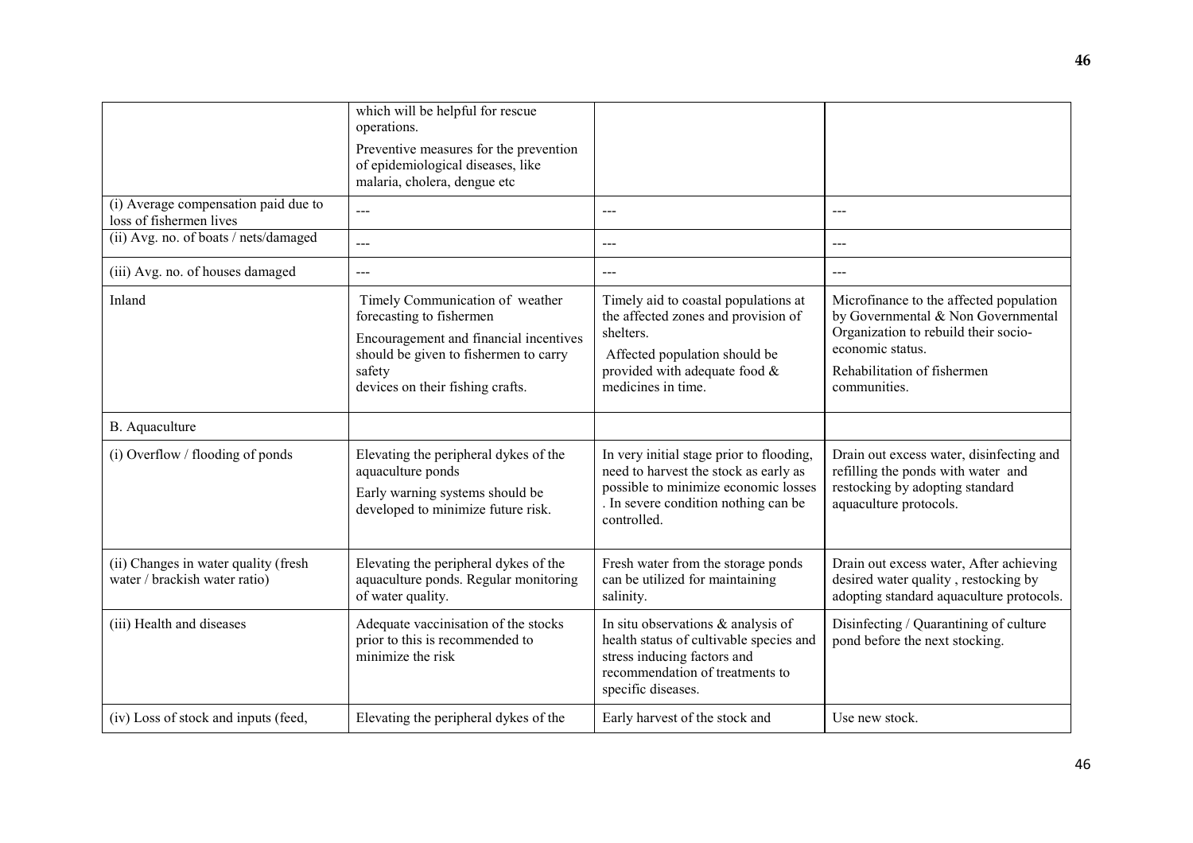| | | | |
|---|---|---|---|
| | which will be helpful for rescue operations.<br>Preventive measures for the prevention of epidemiological diseases, like malaria, cholera, dengue etc | | |
| (i) Average compensation paid due to loss of fishermen lives | --- | --- | --- |
| (ii) Avg. no. of boats / nets/damaged | --- | --- | --- |
| (iii) Avg. no. of houses damaged | --- | --- | --- |
| Inland | Timely Communication of weather forecasting to fishermen<br>Encouragement and financial incentives should be given to fishermen to carry safety devices on their fishing crafts. | Timely aid to coastal populations at the affected zones and provision of shelters.<br>Affected population should be provided with adequate food & medicines in time. | Microfinance to the affected population by Governmental & Non Governmental Organization to rebuild their socio-economic status.<br>Rehabilitation of fishermen communities. |
| B. Aquaculture | | | |
| (i) Overflow / flooding of ponds | Elevating the peripheral dykes of the aquaculture ponds<br>Early warning systems should be developed to minimize future risk. | In very initial stage prior to flooding, need to harvest the stock as early as possible to minimize economic losses . In severe condition nothing can be controlled. | Drain out excess water, disinfecting and refilling the ponds with water and restocking by adopting standard aquaculture protocols. |
| (ii) Changes in water quality (fresh water / brackish water ratio) | Elevating the peripheral dykes of the aquaculture ponds. Regular monitoring of water quality. | Fresh water from the storage ponds can be utilized for maintaining salinity. | Drain out excess water, After achieving desired water quality , restocking by adopting standard aquaculture protocols. |
| (iii) Health and diseases | Adequate vaccinisation of the stocks prior to this is recommended to minimize the risk | In situ observations & analysis of health status of cultivable species and stress inducing factors and recommendation of treatments to specific diseases. | Disinfecting / Quarantining of culture pond before the next stocking. |
| (iv) Loss of stock and inputs (feed, | Elevating the peripheral dykes of the | Early harvest of the stock and | Use new stock. |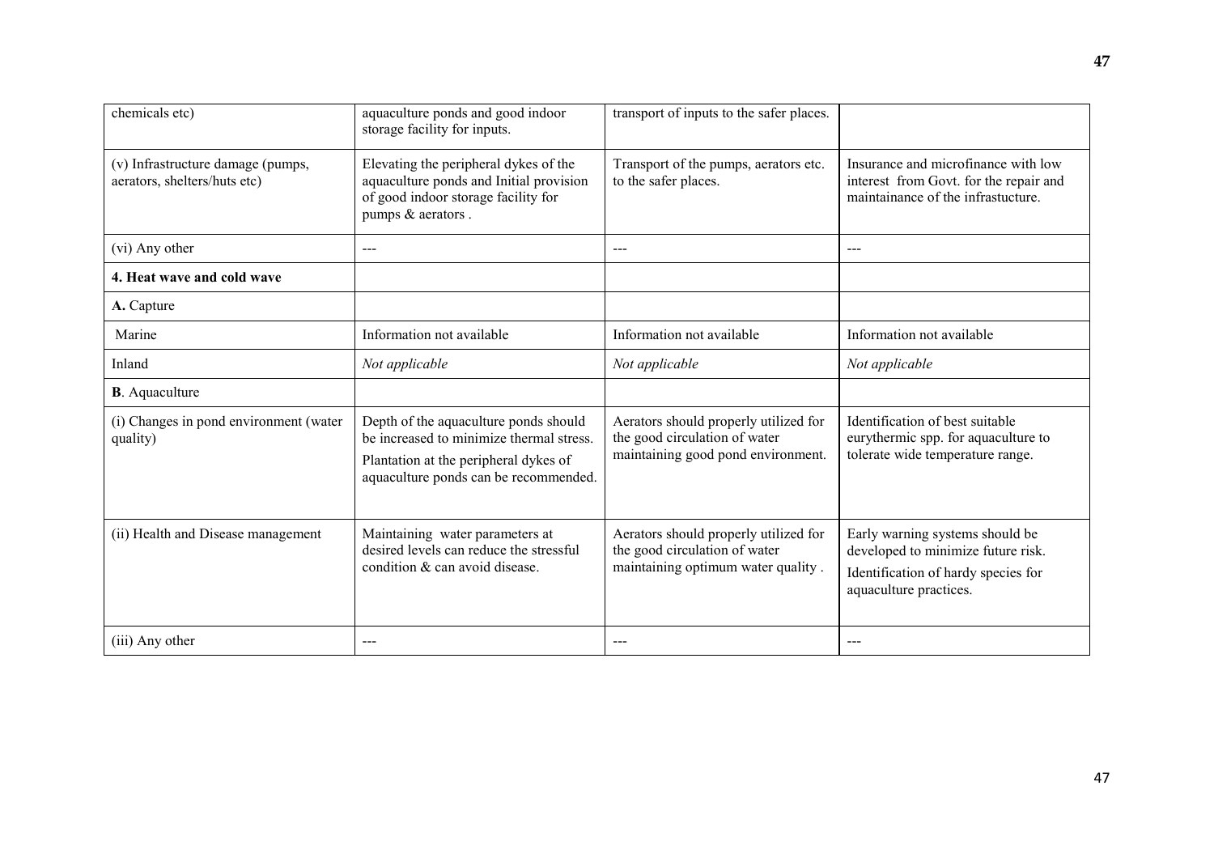| | | | |
|---|---|---|---|
| chemicals etc) | aquaculture ponds and good indoor storage facility for inputs. | transport of inputs to the safer places. | |
| (v) Infrastructure damage (pumps, aerators, shelters/huts etc) | Elevating the peripheral dykes of the aquaculture ponds and Initial provision of good indoor storage facility for pumps & aerators . | Transport of the pumps, aerators etc. to the safer places. | Insurance and microfinance with low interest from Govt. for the repair and maintainance of the infrastucture. |
| (vi) Any other | --- | --- | --- |
| **4. Heat wave and cold wave** | | | |
| **A.** Capture | | | |
| Marine | Information not available | Information not available | Information not available |
| Inland | *Not applicable* | *Not applicable* | *Not applicable* |
| **B**. Aquaculture | | | |
| (i) Changes in pond environment (water quality) | Depth of the aquaculture ponds should be increased to minimize thermal stress. Plantation at the peripheral dykes of aquaculture ponds can be recommended. | Aerators should properly utilized for the good circulation of water maintaining good pond environment. | Identification of best suitable eurythermic spp. for aquaculture to tolerate wide temperature range. |
| (ii) Health and Disease management | Maintaining water parameters at desired levels can reduce the stressful condition & can avoid disease. | Aerators should properly utilized for the good circulation of water maintaining optimum water quality . | Early warning systems should be developed to minimize future risk. Identification of hardy species for aquaculture practices. |
| (iii) Any other | --- | --- | --- |